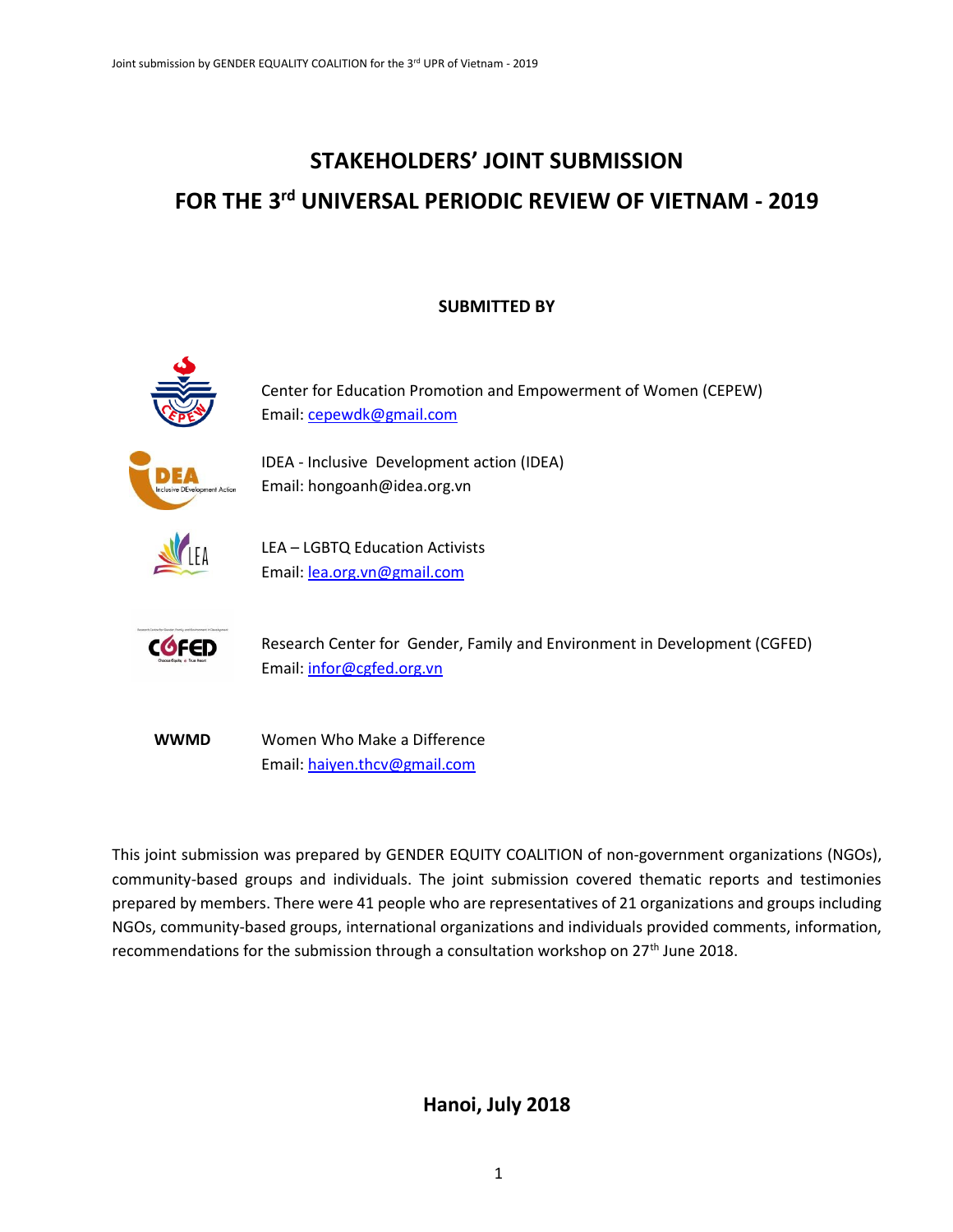# STAKEHOLDERS' JOINT SUBMISSION

# FOR THE 3rd UNIVERSAL PERIODIC REVIEW OF VIETNAM - 2019

**SUBMITTED BY**

Center for Education Promotion and Empowerment of Women (CEPEW)
Email: cepewdk@gmail.com

IDEA - Inclusive Development action (IDEA)
Email: hongoanh@idea.org.vn

LEA – LGBTQ Education Activists
Email: lea.org.vn@gmail.com

Research Center for Gender, Family and Environment in Development (CGFED)
Email: infor@cgfed.org.vn

**WWMD** Women Who Make a Difference
Email: haiyen.thcv@gmail.com

This joint submission was prepared by GENDER EQUITY COALITION of non-government organizations (NGOs), community-based groups and individuals. The joint submission covered thematic reports and testimonies prepared by members. There were 41 people who are representatives of 21 organizations and groups including NGOs, community-based groups, international organizations and individuals provided comments, information, recommendations for the submission through a consultation workshop on 27th June 2018.

**Hanoi, July 2018**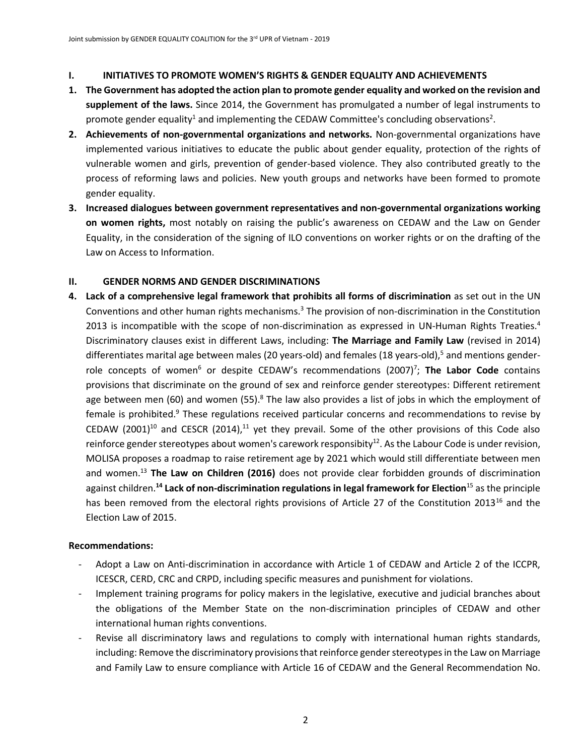## I. INITIATIVES TO PROMOTE WOMEN'S RIGHTS & GENDER EQUALITY AND ACHIEVEMENTS

1. **The Government has adopted the action plan to promote gender equality and worked on the revision and supplement of the laws.** Since 2014, the Government has promulgated a number of legal instruments to promote gender equality[1] and implementing the CEDAW Committee's concluding observations[2].
2. **Achievements of non-governmental organizations and networks.** Non-governmental organizations have implemented various initiatives to educate the public about gender equality, protection of the rights of vulnerable women and girls, prevention of gender-based violence. They also contributed greatly to the process of reforming laws and policies. New youth groups and networks have been formed to promote gender equality.
3. **Increased dialogues between government representatives and non-governmental organizations working on women rights,** most notably on raising the public's awareness on CEDAW and the Law on Gender Equality, in the consideration of the signing of ILO conventions on worker rights or on the drafting of the Law on Access to Information.

## II. GENDER NORMS AND GENDER DISCRIMINATIONS

4. **Lack of a comprehensive legal framework that prohibits all forms of discrimination** as set out in the UN Conventions and other human rights mechanisms.[3] The provision of non-discrimination in the Constitution 2013 is incompatible with the scope of non-discrimination as expressed in UN-Human Rights Treaties.[4] Discriminatory clauses exist in different Laws, including: **The Marriage and Family Law** (revised in 2014) differentiates marital age between males (20 years-old) and females (18 years-old),[5] and mentions gender-role concepts of women[6] or despite CEDAW's recommendations (2007)[7]; **The Labor Code** contains provisions that discriminate on the ground of sex and reinforce gender stereotypes: Different retirement age between men (60) and women (55).[8] The law also provides a list of jobs in which the employment of female is prohibited.[9] These regulations received particular concerns and recommendations to revise by CEDAW (2001)[10] and CESCR (2014),[11] yet they prevail. Some of the other provisions of this Code also reinforce gender stereotypes about women's carework responsibity[12]. As the Labour Code is under revision, MOLISA proposes a roadmap to raise retirement age by 2021 which would still differentiate between men and women.[13] **The Law on Children (2016)** does not provide clear forbidden grounds of discrimination against children.**[14] Lack of non-discrimination regulations in legal framework for Election**[15] as the principle has been removed from the electoral rights provisions of Article 27 of the Constitution 2013[16] and the Election Law of 2015.

**Recommendations:**

- Adopt a Law on Anti-discrimination in accordance with Article 1 of CEDAW and Article 2 of the ICCPR, ICESCR, CERD, CRC and CRPD, including specific measures and punishment for violations.
- Implement training programs for policy makers in the legislative, executive and judicial branches about the obligations of the Member State on the non-discrimination principles of CEDAW and other international human rights conventions.
- Revise all discriminatory laws and regulations to comply with international human rights standards, including: Remove the discriminatory provisions that reinforce gender stereotypes in the Law on Marriage and Family Law to ensure compliance with Article 16 of CEDAW and the General Recommendation No.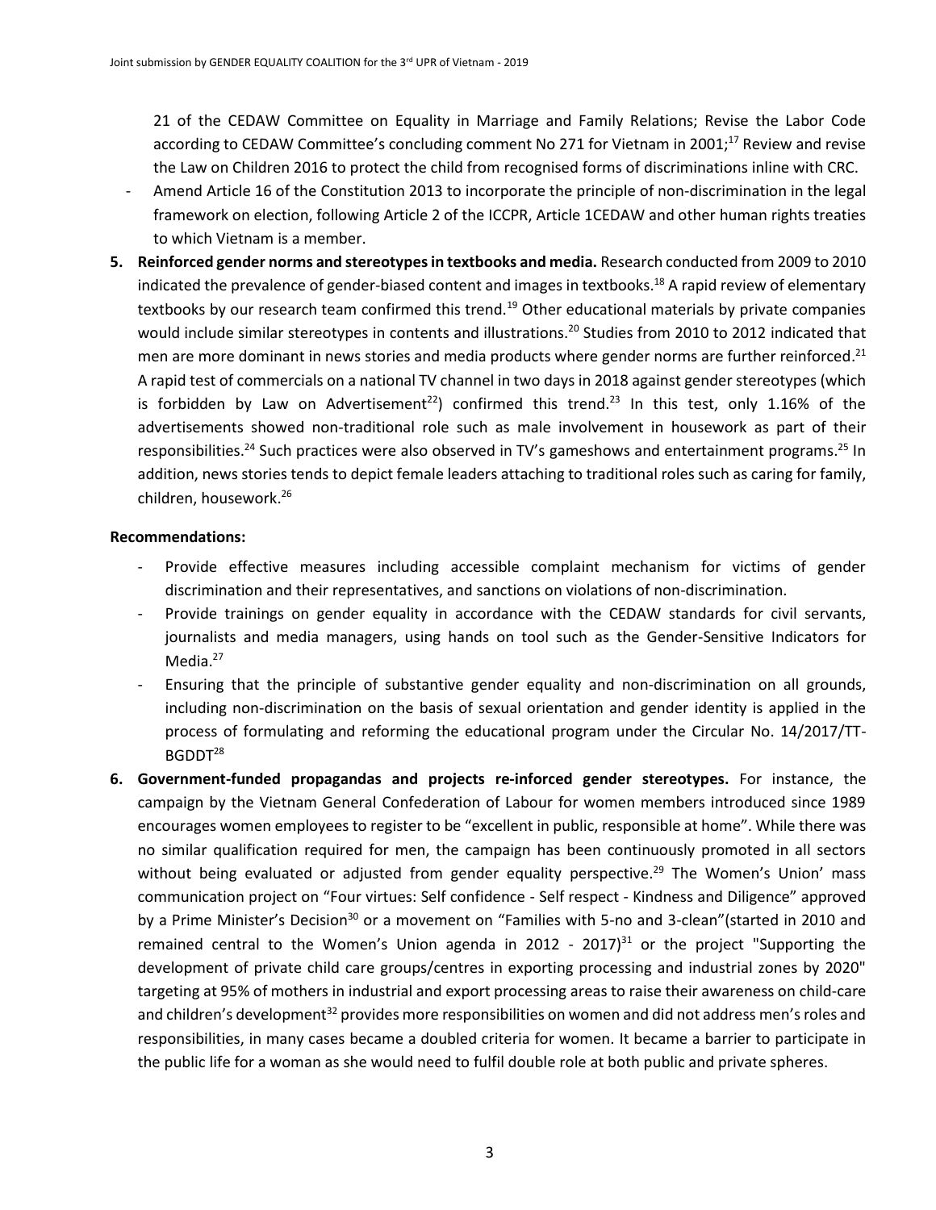21 of the CEDAW Committee on Equality in Marriage and Family Relations; Revise the Labor Code according to CEDAW Committee's concluding comment No 271 for Vietnam in 2001;[17] Review and revise the Law on Children 2016 to protect the child from recognised forms of discriminations inline with CRC.

- Amend Article 16 of the Constitution 2013 to incorporate the principle of non-discrimination in the legal framework on election, following Article 2 of the ICCPR, Article 1CEDAW and other human rights treaties to which Vietnam is a member.

**5. Reinforced gender norms and stereotypes in textbooks and media.** Research conducted from 2009 to 2010 indicated the prevalence of gender-biased content and images in textbooks.[18] A rapid review of elementary textbooks by our research team confirmed this trend.[19] Other educational materials by private companies would include similar stereotypes in contents and illustrations.[20] Studies from 2010 to 2012 indicated that men are more dominant in news stories and media products where gender norms are further reinforced.[21] A rapid test of commercials on a national TV channel in two days in 2018 against gender stereotypes (which is forbidden by Law on Advertisement[22]) confirmed this trend.[23] In this test, only 1.16% of the advertisements showed non-traditional role such as male involvement in housework as part of their responsibilities.[24] Such practices were also observed in TV's gameshows and entertainment programs.[25] In addition, news stories tends to depict female leaders attaching to traditional roles such as caring for family, children, housework.[26]

**Recommendations:**

- Provide effective measures including accessible complaint mechanism for victims of gender discrimination and their representatives, and sanctions on violations of non-discrimination.
- Provide trainings on gender equality in accordance with the CEDAW standards for civil servants, journalists and media managers, using hands on tool such as the Gender-Sensitive Indicators for Media.[27]
- Ensuring that the principle of substantive gender equality and non-discrimination on all grounds, including non-discrimination on the basis of sexual orientation and gender identity is applied in the process of formulating and reforming the educational program under the Circular No. 14/2017/TT-BGDDT[28]

**6. Government-funded propagandas and projects re-inforced gender stereotypes.** For instance, the campaign by the Vietnam General Confederation of Labour for women members introduced since 1989 encourages women employees to register to be "excellent in public, responsible at home". While there was no similar qualification required for men, the campaign has been continuously promoted in all sectors without being evaluated or adjusted from gender equality perspective.[29] The Women's Union' mass communication project on "Four virtues: Self confidence - Self respect - Kindness and Diligence" approved by a Prime Minister's Decision[30] or a movement on "Families with 5-no and 3-clean"(started in 2010 and remained central to the Women's Union agenda in 2012 - 2017)[31] or the project "Supporting the development of private child care groups/centres in exporting processing and industrial zones by 2020" targeting at 95% of mothers in industrial and export processing areas to raise their awareness on child-care and children's development[32] provides more responsibilities on women and did not address men's roles and responsibilities, in many cases became a doubled criteria for women. It became a barrier to participate in the public life for a woman as she would need to fulfil double role at both public and private spheres.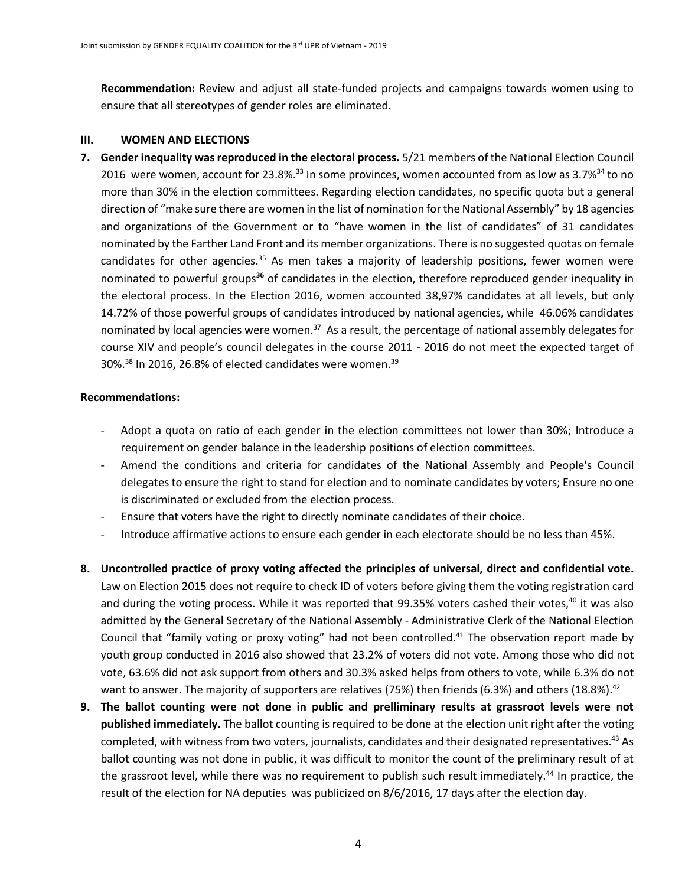**Recommendation:** Review and adjust all state-funded projects and campaigns towards women using to ensure that all stereotypes of gender roles are eliminated.

## III. WOMEN AND ELECTIONS

**7. Gender inequality was reproduced in the electoral process.** 5/21 members of the National Election Council 2016 were women, account for 23.8%.[33] In some provinces, women accounted from as low as 3.7%[34] to no more than 30% in the election committees. Regarding election candidates, no specific quota but a general direction of "make sure there are women in the list of nomination for the National Assembly" by 18 agencies and organizations of the Government or to "have women in the list of candidates" of 31 candidates nominated by the Farther Land Front and its member organizations. There is no suggested quotas on female candidates for other agencies.[35] As men takes a majority of leadership positions, fewer women were nominated to powerful groups[36] of candidates in the election, therefore reproduced gender inequality in the electoral process. In the Election 2016, women accounted 38,97% candidates at all levels, but only 14.72% of those powerful groups of candidates introduced by national agencies, while 46.06% candidates nominated by local agencies were women.[37] As a result, the percentage of national assembly delegates for course XIV and people's council delegates in the course 2011 - 2016 do not meet the expected target of 30%.[38] In 2016, 26.8% of elected candidates were women.[39]

**Recommendations:**

- Adopt a quota on ratio of each gender in the election committees not lower than 30%; Introduce a requirement on gender balance in the leadership positions of election committees.
- Amend the conditions and criteria for candidates of the National Assembly and People's Council delegates to ensure the right to stand for election and to nominate candidates by voters; Ensure no one is discriminated or excluded from the election process.
- Ensure that voters have the right to directly nominate candidates of their choice.
- Introduce affirmative actions to ensure each gender in each electorate should be no less than 45%.

**8. Uncontrolled practice of proxy voting affected the principles of universal, direct and confidential vote.** Law on Election 2015 does not require to check ID of voters before giving them the voting registration card and during the voting process. While it was reported that 99.35% voters cashed their votes,[40] it was also admitted by the General Secretary of the National Assembly - Administrative Clerk of the National Election Council that "family voting or proxy voting" had not been controlled.[41] The observation report made by youth group conducted in 2016 also showed that 23.2% of voters did not vote. Among those who did not vote, 63.6% did not ask support from others and 30.3% asked helps from others to vote, while 6.3% do not want to answer. The majority of supporters are relatives (75%) then friends (6.3%) and others (18.8%).[42]

**9. The ballot counting were not done in public and prelliminary results at grassroot levels were not published immediately.** The ballot counting is required to be done at the election unit right after the voting completed, with witness from two voters, journalists, candidates and their designated representatives.[43] As ballot counting was not done in public, it was difficult to monitor the count of the preliminary result of at the grassroot level, while there was no requirement to publish such result immediately.[44] In practice, the result of the election for NA deputies was publicized on 8/6/2016, 17 days after the election day.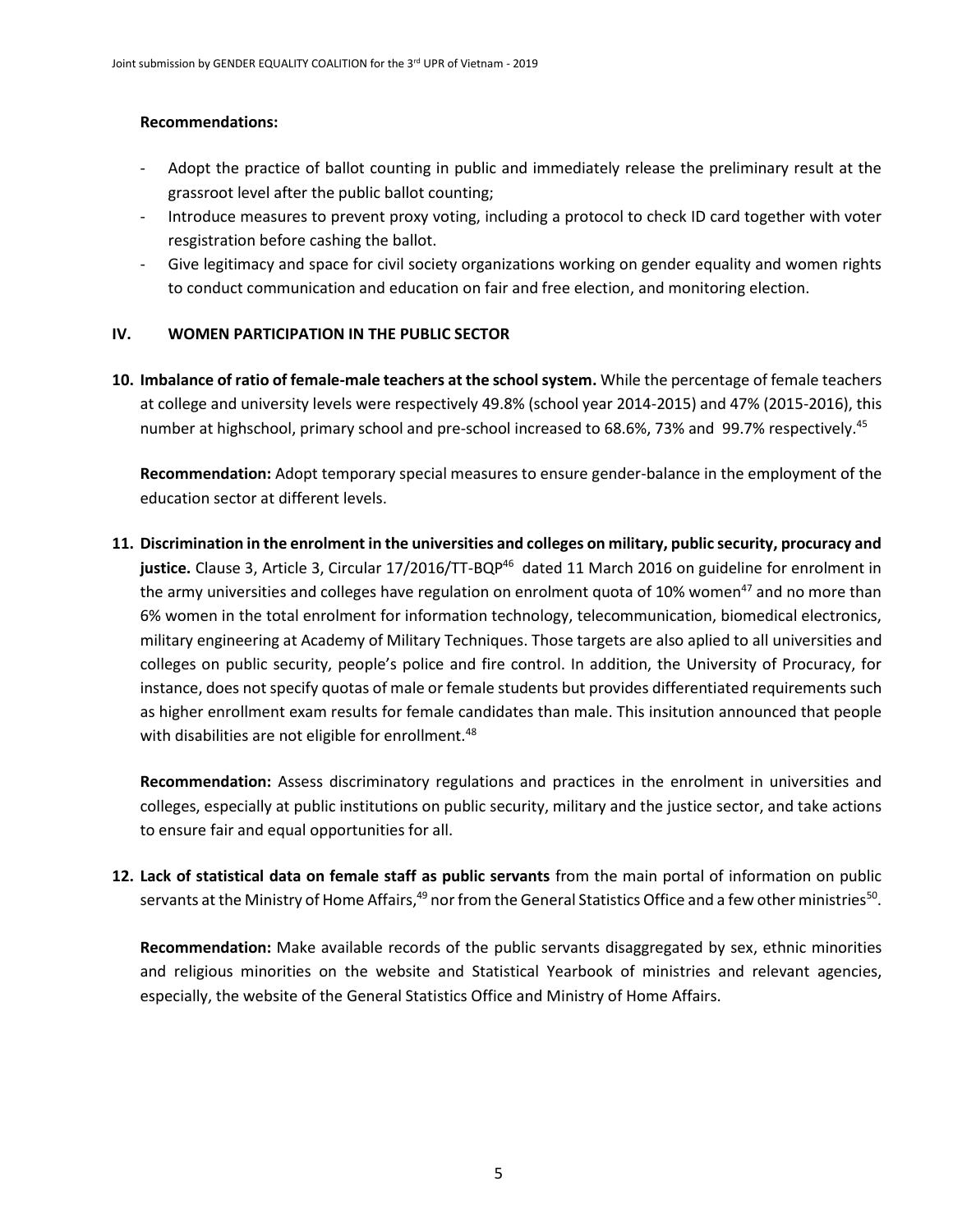**Recommendations:**

- Adopt the practice of ballot counting in public and immediately release the preliminary result at the grassroot level after the public ballot counting;
- Introduce measures to prevent proxy voting, including a protocol to check ID card together with voter resgistration before cashing the ballot.
- Give legitimacy and space for civil society organizations working on gender equality and women rights to conduct communication and education on fair and free election, and monitoring election.

## IV. WOMEN PARTICIPATION IN THE PUBLIC SECTOR

**10. Imbalance of ratio of female-male teachers at the school system.** While the percentage of female teachers at college and university levels were respectively 49.8% (school year 2014-2015) and 47% (2015-2016), this number at highschool, primary school and pre-school increased to 68.6%, 73% and 99.7% respectively.[45]

**Recommendation:** Adopt temporary special measures to ensure gender-balance in the employment of the education sector at different levels.

**11. Discrimination in the enrolment in the universities and colleges on military, public security, procuracy and justice.** Clause 3, Article 3, Circular 17/2016/TT-BQP[46] dated 11 March 2016 on guideline for enrolment in the army universities and colleges have regulation on enrolment quota of 10% women[47] and no more than 6% women in the total enrolment for information technology, telecommunication, biomedical electronics, military engineering at Academy of Military Techniques. Those targets are also aplied to all universities and colleges on public security, people's police and fire control. In addition, the University of Procuracy, for instance, does not specify quotas of male or female students but provides differentiated requirements such as higher enrollment exam results for female candidates than male. This insitution announced that people with disabilities are not eligible for enrollment.[48]

**Recommendation:** Assess discriminatory regulations and practices in the enrolment in universities and colleges, especially at public institutions on public security, military and the justice sector, and take actions to ensure fair and equal opportunities for all.

**12. Lack of statistical data on female staff as public servants** from the main portal of information on public servants at the Ministry of Home Affairs,[49] nor from the General Statistics Office and a few other ministries[50].

**Recommendation:** Make available records of the public servants disaggregated by sex, ethnic minorities and religious minorities on the website and Statistical Yearbook of ministries and relevant agencies, especially, the website of the General Statistics Office and Ministry of Home Affairs.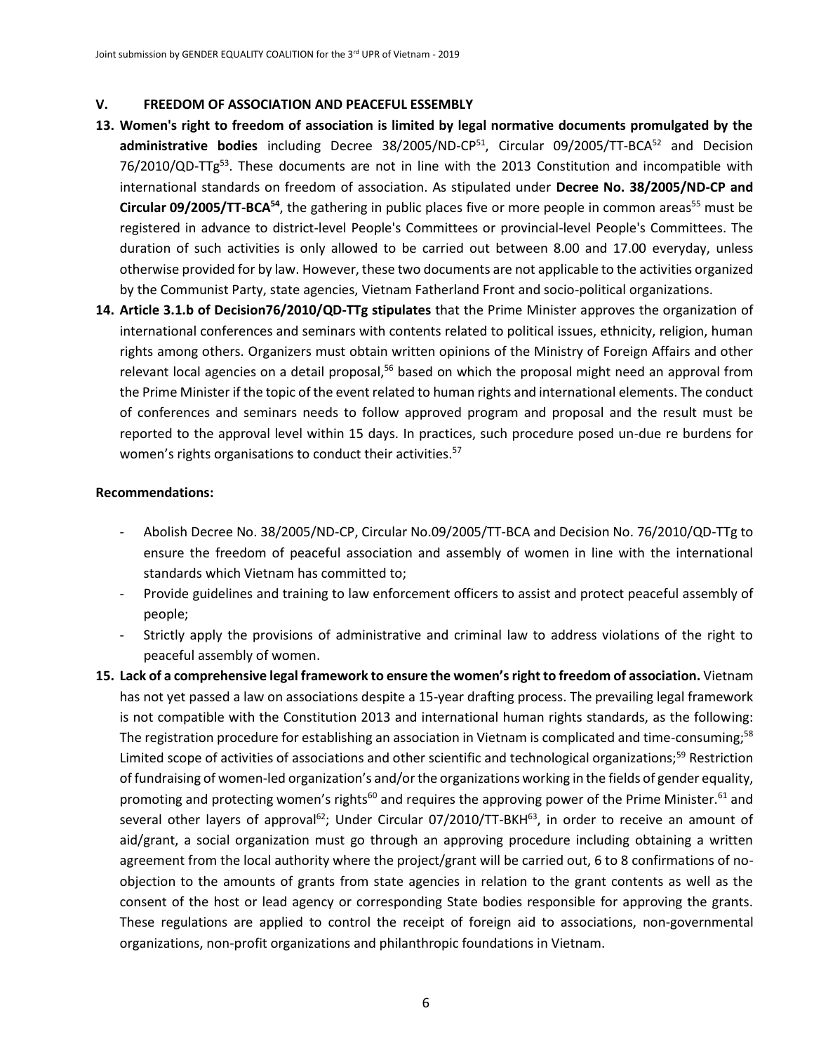## V. FREEDOM OF ASSOCIATION AND PEACEFUL ESSEMBLY

**13. Women's right to freedom of association is limited by legal normative documents promulgated by the administrative bodies** including Decree 38/2005/ND-CP[51], Circular 09/2005/TT-BCA[52] and Decision 76/2010/QD-TTg[53]. These documents are not in line with the 2013 Constitution and incompatible with international standards on freedom of association. As stipulated under **Decree No. 38/2005/ND-CP and Circular 09/2005/TT-BCA[54]**, the gathering in public places five or more people in common areas[55] must be registered in advance to district-level People's Committees or provincial-level People's Committees. The duration of such activities is only allowed to be carried out between 8.00 and 17.00 everyday, unless otherwise provided for by law. However, these two documents are not applicable to the activities organized by the Communist Party, state agencies, Vietnam Fatherland Front and socio-political organizations.

**14. Article 3.1.b of Decision76/2010/QD-TTg stipulates** that the Prime Minister approves the organization of international conferences and seminars with contents related to political issues, ethnicity, religion, human rights among others. Organizers must obtain written opinions of the Ministry of Foreign Affairs and other relevant local agencies on a detail proposal,[56] based on which the proposal might need an approval from the Prime Minister if the topic of the event related to human rights and international elements. The conduct of conferences and seminars needs to follow approved program and proposal and the result must be reported to the approval level within 15 days. In practices, such procedure posed un-due re burdens for women's rights organisations to conduct their activities.[57]

**Recommendations:**

- Abolish Decree No. 38/2005/ND-CP, Circular No.09/2005/TT-BCA and Decision No. 76/2010/QD-TTg to ensure the freedom of peaceful association and assembly of women in line with the international standards which Vietnam has committed to;
- Provide guidelines and training to law enforcement officers to assist and protect peaceful assembly of people;
- Strictly apply the provisions of administrative and criminal law to address violations of the right to peaceful assembly of women.

**15. Lack of a comprehensive legal framework to ensure the women's right to freedom of association.** Vietnam has not yet passed a law on associations despite a 15-year drafting process. The prevailing legal framework is not compatible with the Constitution 2013 and international human rights standards, as the following: The registration procedure for establishing an association in Vietnam is complicated and time-consuming;[58] Limited scope of activities of associations and other scientific and technological organizations;[59] Restriction of fundraising of women-led organization's and/or the organizations working in the fields of gender equality, promoting and protecting women's rights[60] and requires the approving power of the Prime Minister.[61] and several other layers of approval[62]; Under Circular 07/2010/TT-BKH[63], in order to receive an amount of aid/grant, a social organization must go through an approving procedure including obtaining a written agreement from the local authority where the project/grant will be carried out, 6 to 8 confirmations of no-objection to the amounts of grants from state agencies in relation to the grant contents as well as the consent of the host or lead agency or corresponding State bodies responsible for approving the grants. These regulations are applied to control the receipt of foreign aid to associations, non-governmental organizations, non-profit organizations and philanthropic foundations in Vietnam.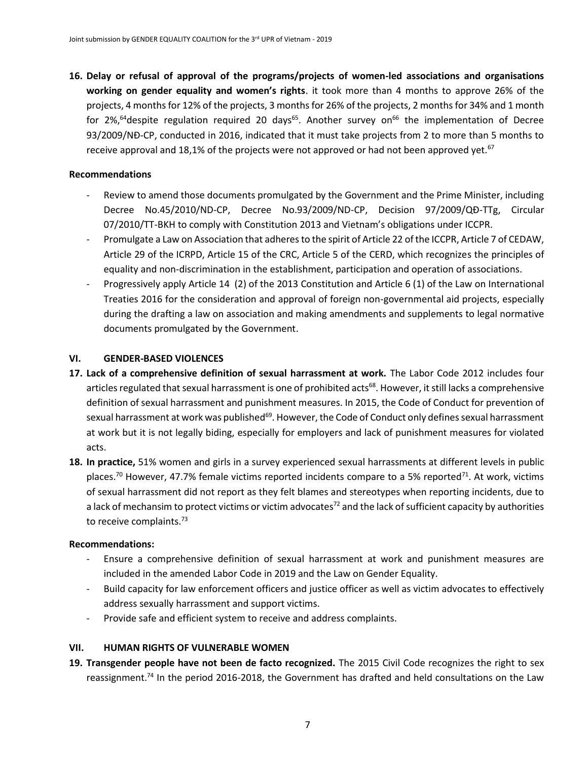**16. Delay or refusal of approval of the programs/projects of women-led associations and organisations working on gender equality and women's rights**. it took more than 4 months to approve 26% of the projects, 4 months for 12% of the projects, 3 months for 26% of the projects, 2 months for 34% and 1 month for 2%,[64]despite regulation required 20 days[65]. Another survey on[66] the implementation of Decree 93/2009/NĐ-CP, conducted in 2016, indicated that it must take projects from 2 to more than 5 months to receive approval and 18,1% of the projects were not approved or had not been approved yet.[67]

**Recommendations**

- Review to amend those documents promulgated by the Government and the Prime Minister, including Decree No.45/2010/ND-CP, Decree No.93/2009/ND-CP, Decision 97/2009/QĐ-TTg, Circular 07/2010/TT-BKH to comply with Constitution 2013 and Vietnam's obligations under ICCPR.
- Promulgate a Law on Association that adheres to the spirit of Article 22 of the ICCPR, Article 7 of CEDAW, Article 29 of the ICRPD, Article 15 of the CRC, Article 5 of the CERD, which recognizes the principles of equality and non-discrimination in the establishment, participation and operation of associations.
- Progressively apply Article 14 (2) of the 2013 Constitution and Article 6 (1) of the Law on International Treaties 2016 for the consideration and approval of foreign non-governmental aid projects, especially during the drafting a law on association and making amendments and supplements to legal normative documents promulgated by the Government.

## VI. GENDER-BASED VIOLENCES

**17. Lack of a comprehensive definition of sexual harrassment at work.** The Labor Code 2012 includes four articles regulated that sexual harrassment is one of prohibited acts[68]. However, it still lacks a comprehensive definition of sexual harrassment and punishment measures. In 2015, the Code of Conduct for prevention of sexual harrassment at work was published[69]. However, the Code of Conduct only defines sexual harrassment at work but it is not legally biding, especially for employers and lack of punishment measures for violated acts.

**18. In practice,** 51% women and girls in a survey experienced sexual harrassments at different levels in public places.[70] However, 47.7% female victims reported incidents compare to a 5% reported[71]. At work, victims of sexual harrassment did not report as they felt blames and stereotypes when reporting incidents, due to a lack of mechansim to protect victims or victim advocates[72] and the lack of sufficient capacity by authorities to receive complaints.[73]

**Recommendations:**

- Ensure a comprehensive definition of sexual harrassment at work and punishment measures are included in the amended Labor Code in 2019 and the Law on Gender Equality.
- Build capacity for law enforcement officers and justice officer as well as victim advocates to effectively address sexually harrassment and support victims.
- Provide safe and efficient system to receive and address complaints.

## VII. HUMAN RIGHTS OF VULNERABLE WOMEN

**19. Transgender people have not been de facto recognized.** The 2015 Civil Code recognizes the right to sex reassignment.[74] In the period 2016-2018, the Government has drafted and held consultations on the Law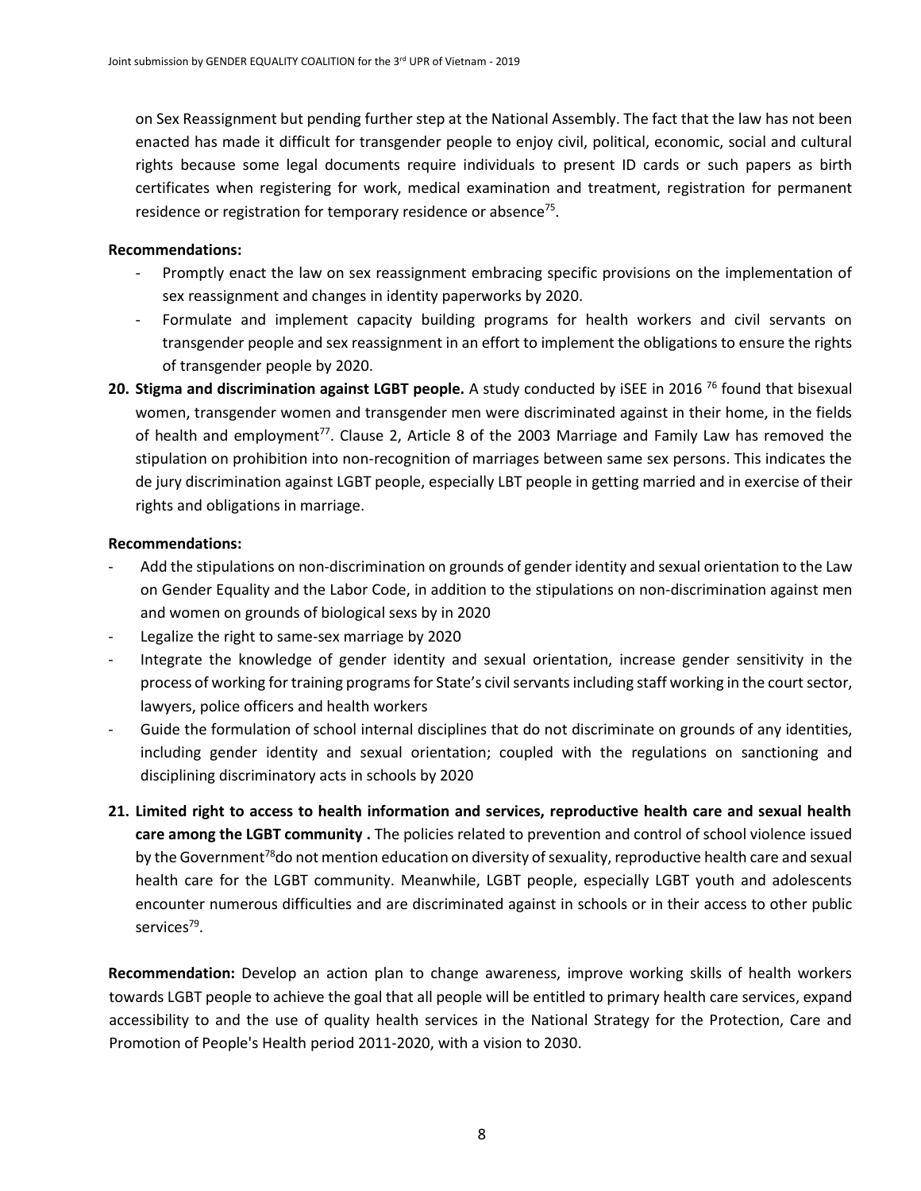on Sex Reassignment but pending further step at the National Assembly. The fact that the law has not been enacted has made it difficult for transgender people to enjoy civil, political, economic, social and cultural rights because some legal documents require individuals to present ID cards or such papers as birth certificates when registering for work, medical examination and treatment, registration for permanent residence or registration for temporary residence or absence[75].

**Recommendations:**

- Promptly enact the law on sex reassignment embracing specific provisions on the implementation of sex reassignment and changes in identity paperworks by 2020.
- Formulate and implement capacity building programs for health workers and civil servants on transgender people and sex reassignment in an effort to implement the obligations to ensure the rights of transgender people by 2020.

**20. Stigma and discrimination against LGBT people.** A study conducted by iSEE in 2016 [76] found that bisexual women, transgender women and transgender men were discriminated against in their home, in the fields of health and employment[77]. Clause 2, Article 8 of the 2003 Marriage and Family Law has removed the stipulation on prohibition into non-recognition of marriages between same sex persons. This indicates the de jury discrimination against LGBT people, especially LBT people in getting married and in exercise of their rights and obligations in marriage.

**Recommendations:**

- Add the stipulations on non-discrimination on grounds of gender identity and sexual orientation to the Law on Gender Equality and the Labor Code, in addition to the stipulations on non-discrimination against men and women on grounds of biological sexs by in 2020
- Legalize the right to same-sex marriage by 2020
- Integrate the knowledge of gender identity and sexual orientation, increase gender sensitivity in the process of working for training programs for State's civil servants including staff working in the court sector, lawyers, police officers and health workers
- Guide the formulation of school internal disciplines that do not discriminate on grounds of any identities, including gender identity and sexual orientation; coupled with the regulations on sanctioning and disciplining discriminatory acts in schools by 2020

**21. Limited right to access to health information and services, reproductive health care and sexual health care among the LGBT community .** The policies related to prevention and control of school violence issued by the Government[78]do not mention education on diversity of sexuality, reproductive health care and sexual health care for the LGBT community. Meanwhile, LGBT people, especially LGBT youth and adolescents encounter numerous difficulties and are discriminated against in schools or in their access to other public services[79].

**Recommendation:** Develop an action plan to change awareness, improve working skills of health workers towards LGBT people to achieve the goal that all people will be entitled to primary health care services, expand accessibility to and the use of quality health services in the National Strategy for the Protection, Care and Promotion of People's Health period 2011-2020, with a vision to 2030.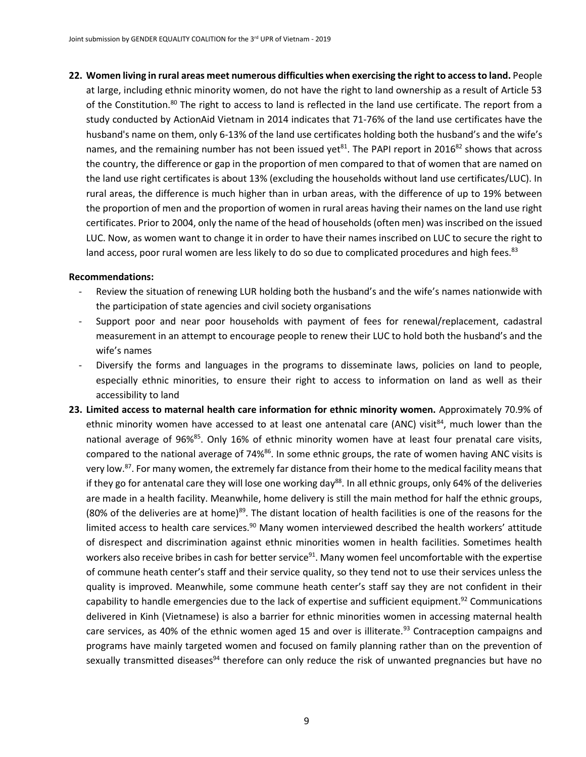**22. Women living in rural areas meet numerous difficulties when exercising the right to access to land.** People at large, including ethnic minority women, do not have the right to land ownership as a result of Article 53 of the Constitution.[80] The right to access to land is reflected in the land use certificate. The report from a study conducted by ActionAid Vietnam in 2014 indicates that 71-76% of the land use certificates have the husband's name on them, only 6-13% of the land use certificates holding both the husband's and the wife's names, and the remaining number has not been issued yet[81]. The PAPI report in 2016[82] shows that across the country, the difference or gap in the proportion of men compared to that of women that are named on the land use right certificates is about 13% (excluding the households without land use certificates/LUC). In rural areas, the difference is much higher than in urban areas, with the difference of up to 19% between the proportion of men and the proportion of women in rural areas having their names on the land use right certificates. Prior to 2004, only the name of the head of households (often men) was inscribed on the issued LUC. Now, as women want to change it in order to have their names inscribed on LUC to secure the right to land access, poor rural women are less likely to do so due to complicated procedures and high fees.[83]

**Recommendations:**

- Review the situation of renewing LUR holding both the husband's and the wife's names nationwide with the participation of state agencies and civil society organisations
- Support poor and near poor households with payment of fees for renewal/replacement, cadastral measurement in an attempt to encourage people to renew their LUC to hold both the husband's and the wife's names
- Diversify the forms and languages in the programs to disseminate laws, policies on land to people, especially ethnic minorities, to ensure their right to access to information on land as well as their accessibility to land

**23. Limited access to maternal health care information for ethnic minority women.** Approximately 70.9% of ethnic minority women have accessed to at least one antenatal care (ANC) visit[84], much lower than the national average of 96%[85]. Only 16% of ethnic minority women have at least four prenatal care visits, compared to the national average of 74%[86]. In some ethnic groups, the rate of women having ANC visits is very low.[87]. For many women, the extremely far distance from their home to the medical facility means that if they go for antenatal care they will lose one working day[88]. In all ethnic groups, only 64% of the deliveries are made in a health facility. Meanwhile, home delivery is still the main method for half the ethnic groups, (80% of the deliveries are at home)[89]. The distant location of health facilities is one of the reasons for the limited access to health care services.[90] Many women interviewed described the health workers' attitude of disrespect and discrimination against ethnic minorities women in health facilities. Sometimes health workers also receive bribes in cash for better service[91]. Many women feel uncomfortable with the expertise of commune heath center's staff and their service quality, so they tend not to use their services unless the quality is improved. Meanwhile, some commune heath center's staff say they are not confident in their capability to handle emergencies due to the lack of expertise and sufficient equipment.[92] Communications delivered in Kinh (Vietnamese) is also a barrier for ethnic minorities women in accessing maternal health care services, as 40% of the ethnic women aged 15 and over is illiterate.[93] Contraception campaigns and programs have mainly targeted women and focused on family planning rather than on the prevention of sexually transmitted diseases[94] therefore can only reduce the risk of unwanted pregnancies but have no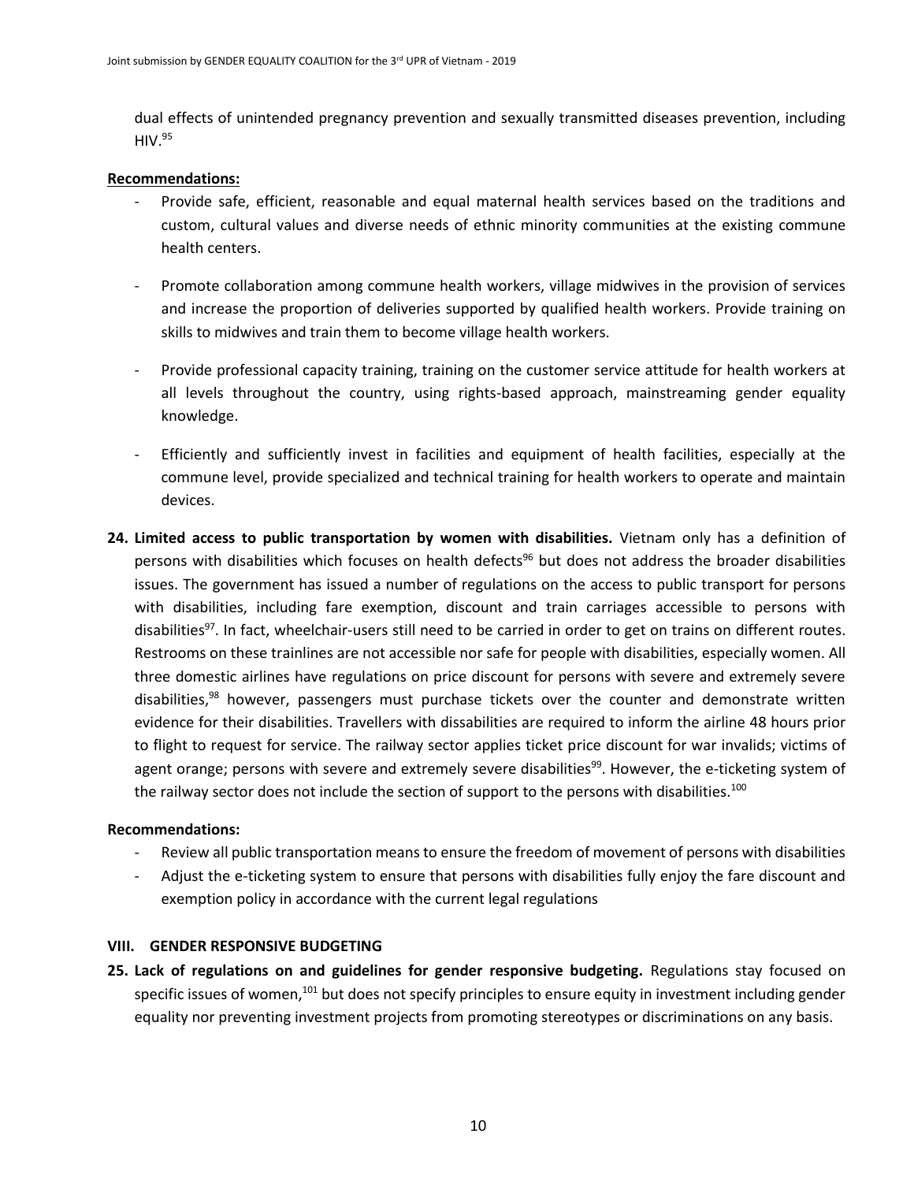dual effects of unintended pregnancy prevention and sexually transmitted diseases prevention, including HIV.[95]

**Recommendations:**

- Provide safe, efficient, reasonable and equal maternal health services based on the traditions and custom, cultural values and diverse needs of ethnic minority communities at the existing commune health centers.
- Promote collaboration among commune health workers, village midwives in the provision of services and increase the proportion of deliveries supported by qualified health workers. Provide training on skills to midwives and train them to become village health workers.
- Provide professional capacity training, training on the customer service attitude for health workers at all levels throughout the country, using rights-based approach, mainstreaming gender equality knowledge.
- Efficiently and sufficiently invest in facilities and equipment of health facilities, especially at the commune level, provide specialized and technical training for health workers to operate and maintain devices.

**24. Limited access to public transportation by women with disabilities.** Vietnam only has a definition of persons with disabilities which focuses on health defects[96] but does not address the broader disabilities issues. The government has issued a number of regulations on the access to public transport for persons with disabilities, including fare exemption, discount and train carriages accessible to persons with disabilities[97]. In fact, wheelchair-users still need to be carried in order to get on trains on different routes. Restrooms on these trainlines are not accessible nor safe for people with disabilities, especially women. All three domestic airlines have regulations on price discount for persons with severe and extremely severe disabilities,[98] however, passengers must purchase tickets over the counter and demonstrate written evidence for their disabilities. Travellers with dissabilities are required to inform the airline 48 hours prior to flight to request for service. The railway sector applies ticket price discount for war invalids; victims of agent orange; persons with severe and extremely severe disabilities[99]. However, the e-ticketing system of the railway sector does not include the section of support to the persons with disabilities.[100]

**Recommendations:**

- Review all public transportation means to ensure the freedom of movement of persons with disabilities
- Adjust the e-ticketing system to ensure that persons with disabilities fully enjoy the fare discount and exemption policy in accordance with the current legal regulations

## VIII. GENDER RESPONSIVE BUDGETING

**25. Lack of regulations on and guidelines for gender responsive budgeting.** Regulations stay focused on specific issues of women,[101] but does not specify principles to ensure equity in investment including gender equality nor preventing investment projects from promoting stereotypes or discriminations on any basis.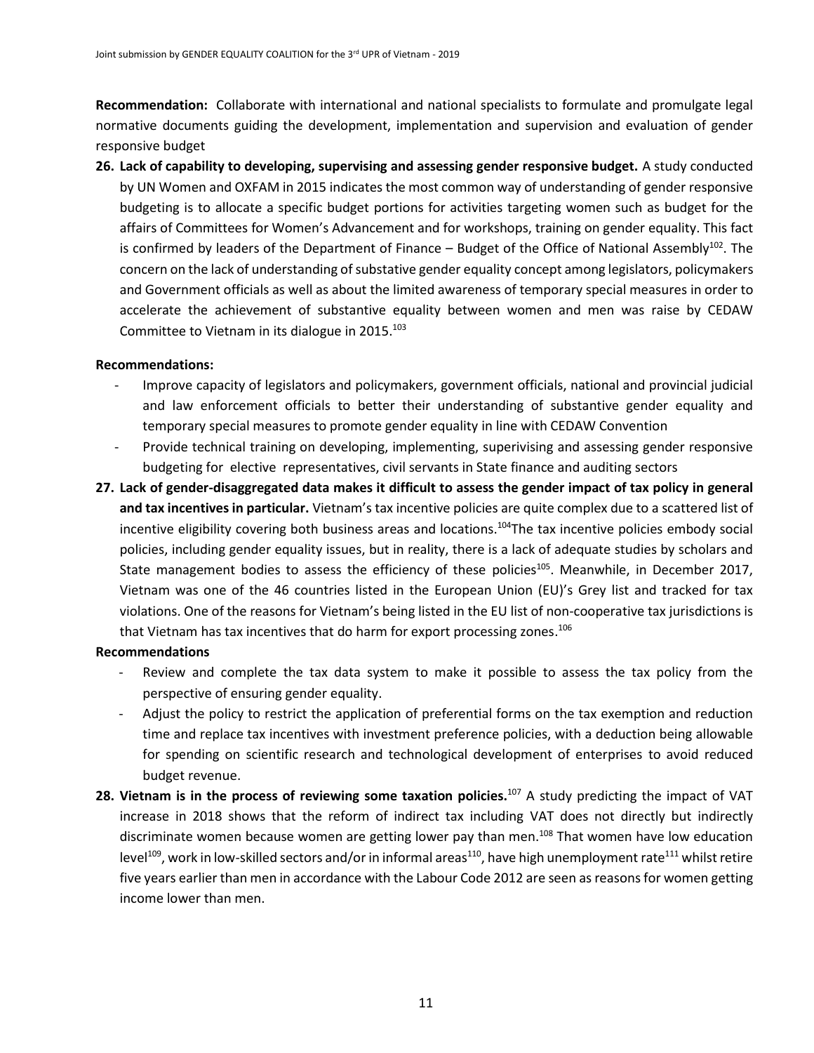**Recommendation:** Collaborate with international and national specialists to formulate and promulgate legal normative documents guiding the development, implementation and supervision and evaluation of gender responsive budget

26. **Lack of capability to developing, supervising and assessing gender responsive budget.** A study conducted by UN Women and OXFAM in 2015 indicates the most common way of understanding of gender responsive budgeting is to allocate a specific budget portions for activities targeting women such as budget for the affairs of Committees for Women's Advancement and for workshops, training on gender equality. This fact is confirmed by leaders of the Department of Finance – Budget of the Office of National Assembly[102]. The concern on the lack of understanding of substative gender equality concept among legislators, policymakers and Government officials as well as about the limited awareness of temporary special measures in order to accelerate the achievement of substantive equality between women and men was raise by CEDAW Committee to Vietnam in its dialogue in 2015.[103]

**Recommendations:**

- Improve capacity of legislators and policymakers, government officials, national and provincial judicial and law enforcement officials to better their understanding of substantive gender equality and temporary special measures to promote gender equality in line with CEDAW Convention
- Provide technical training on developing, implementing, superivising and assessing gender responsive budgeting for elective representatives, civil servants in State finance and auditing sectors

27. **Lack of gender-disaggregated data makes it difficult to assess the gender impact of tax policy in general and tax incentives in particular.** Vietnam's tax incentive policies are quite complex due to a scattered list of incentive eligibility covering both business areas and locations.[104]The tax incentive policies embody social policies, including gender equality issues, but in reality, there is a lack of adequate studies by scholars and State management bodies to assess the efficiency of these policies[105]. Meanwhile, in December 2017, Vietnam was one of the 46 countries listed in the European Union (EU)'s Grey list and tracked for tax violations. One of the reasons for Vietnam's being listed in the EU list of non-cooperative tax jurisdictions is that Vietnam has tax incentives that do harm for export processing zones.[106]

**Recommendations**

- Review and complete the tax data system to make it possible to assess the tax policy from the perspective of ensuring gender equality.
- Adjust the policy to restrict the application of preferential forms on the tax exemption and reduction time and replace tax incentives with investment preference policies, with a deduction being allowable for spending on scientific research and technological development of enterprises to avoid reduced budget revenue.

28. **Vietnam is in the process of reviewing some taxation policies.**[107] A study predicting the impact of VAT increase in 2018 shows that the reform of indirect tax including VAT does not directly but indirectly discriminate women because women are getting lower pay than men.[108] That women have low education level[109], work in low-skilled sectors and/or in informal areas[110], have high unemployment rate[111] whilst retire five years earlier than men in accordance with the Labour Code 2012 are seen as reasons for women getting income lower than men.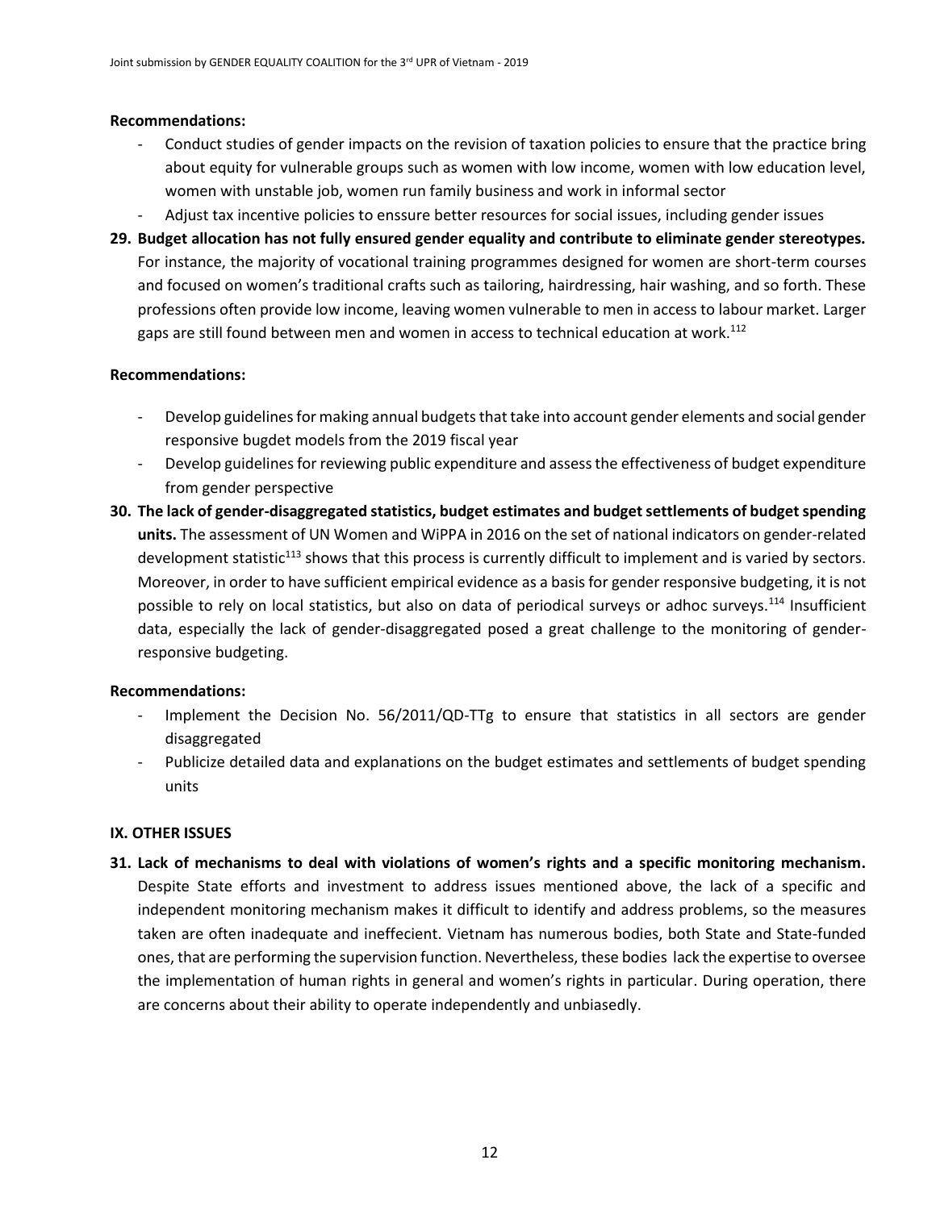**Recommendations:**

- Conduct studies of gender impacts on the revision of taxation policies to ensure that the practice bring about equity for vulnerable groups such as women with low income, women with low education level, women with unstable job, women run family business and work in informal sector
- Adjust tax incentive policies to enssure better resources for social issues, including gender issues

**29. Budget allocation has not fully ensured gender equality and contribute to eliminate gender stereotypes.** For instance, the majority of vocational training programmes designed for women are short-term courses and focused on women's traditional crafts such as tailoring, hairdressing, hair washing, and so forth. These professions often provide low income, leaving women vulnerable to men in access to labour market. Larger gaps are still found between men and women in access to technical education at work.[112]

**Recommendations:**

- Develop guidelines for making annual budgets that take into account gender elements and social gender responsive bugdet models from the 2019 fiscal year
- Develop guidelines for reviewing public expenditure and assess the effectiveness of budget expenditure from gender perspective

**30. The lack of gender-disaggregated statistics, budget estimates and budget settlements of budget spending units.** The assessment of UN Women and WiPPA in 2016 on the set of national indicators on gender-related development statistic[113] shows that this process is currently difficult to implement and is varied by sectors. Moreover, in order to have sufficient empirical evidence as a basis for gender responsive budgeting, it is not possible to rely on local statistics, but also on data of periodical surveys or adhoc surveys.[114] Insufficient data, especially the lack of gender-disaggregated posed a great challenge to the monitoring of gender-responsive budgeting.

**Recommendations:**

- Implement the Decision No. 56/2011/QD-TTg to ensure that statistics in all sectors are gender disaggregated
- Publicize detailed data and explanations on the budget estimates and settlements of budget spending units

## IX. OTHER ISSUES

**31. Lack of mechanisms to deal with violations of women's rights and a specific monitoring mechanism.** Despite State efforts and investment to address issues mentioned above, the lack of a specific and independent monitoring mechanism makes it difficult to identify and address problems, so the measures taken are often inadequate and ineffecient. Vietnam has numerous bodies, both State and State-funded ones, that are performing the supervision function. Nevertheless, these bodies lack the expertise to oversee the implementation of human rights in general and women's rights in particular. During operation, there are concerns about their ability to operate independently and unbiasedly.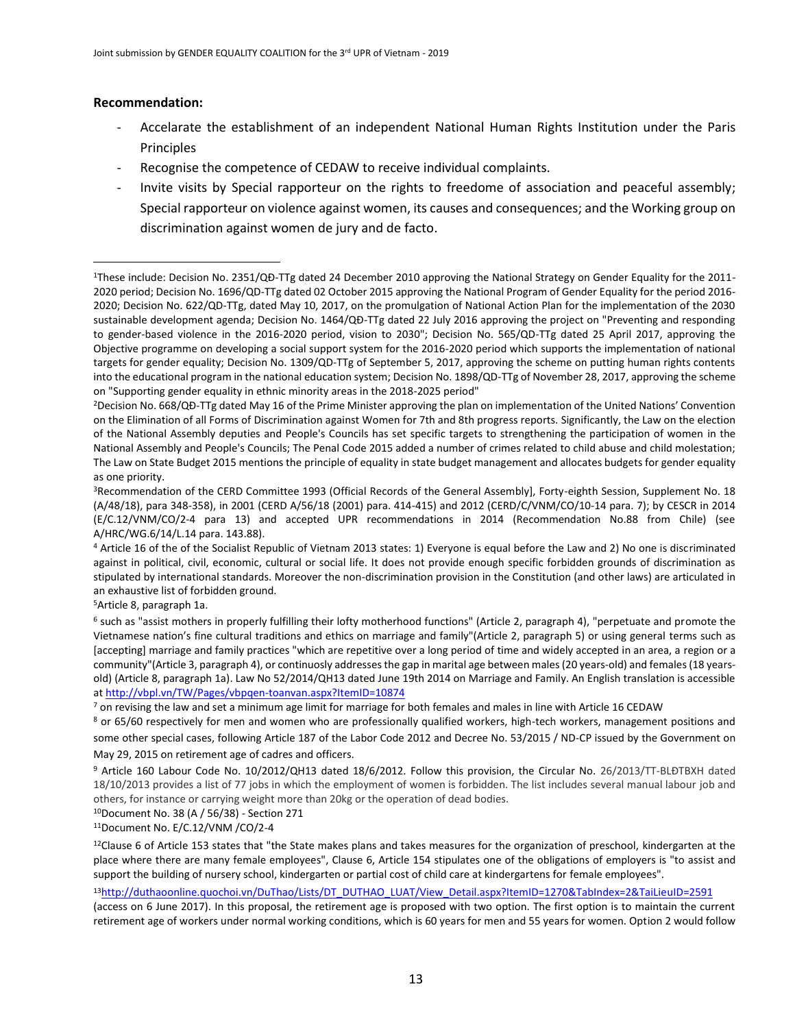**Recommendation:**

- Accelarate the establishment of an independent National Human Rights Institution under the Paris Principles
- Recognise the competence of CEDAW to receive individual complaints.
- Invite visits by Special rapporteur on the rights to freedome of association and peaceful assembly; Special rapporteur on violence against women, its causes and consequences; and the Working group on discrimination against women de jury and de facto.

---

[1]These include: Decision No. 2351/QĐ-TTg dated 24 December 2010 approving the National Strategy on Gender Equality for the 2011-2020 period; Decision No. 1696/QĐ-TTg dated 02 October 2015 approving the National Program of Gender Equality for the period 2016-2020; Decision No. 622/QĐ-TTg, dated May 10, 2017, on the promulgation of National Action Plan for the implementation of the 2030 sustainable development agenda; Decision No. 1464/QĐ-TTg dated 22 July 2016 approving the project on "Preventing and responding to gender-based violence in the 2016-2020 period, vision to 2030"; Decision No. 565/QĐ-TTg dated 25 April 2017, approving the Objective programme on developing a social support system for the 2016-2020 period which supports the implementation of national targets for gender equality; Decision No. 1309/QĐ-TTg of September 5, 2017, approving the scheme on putting human rights contents into the educational program in the national education system; Decision No. 1898/QĐ-TTg of November 28, 2017, approving the scheme on "Supporting gender equality in ethnic minority areas in the 2018-2025 period"

[2]Decision No. 668/QĐ-TTg dated May 16 of the Prime Minister approving the plan on implementation of the United Nations' Convention on the Elimination of all Forms of Discrimination against Women for 7th and 8th progress reports. Significantly, the Law on the election of the National Assembly deputies and People's Councils has set specific targets to strengthening the participation of women in the National Assembly and People's Councils; The Penal Code 2015 added a number of crimes related to child abuse and child molestation; The Law on State Budget 2015 mentions the principle of equality in state budget management and allocates budgets for gender equality as one priority.

[3]Recommendation of the CERD Committee 1993 (Official Records of the General Assembly], Forty-eighth Session, Supplement No. 18 (A/48/18), para 348-358), in 2001 (CERD A/56/18 (2001) para. 414-415) and 2012 (CERD/C/VNM/CO/10-14 para. 7); by CESCR in 2014 (E/C.12/VNM/CO/2-4 para 13) and accepted UPR recommendations in 2014 (Recommendation No.88 from Chile) (see A/HRC/WG.6/14/L.14 para. 143.88).

[4] Article 16 of the of the Socialist Republic of Vietnam 2013 states: 1) Everyone is equal before the Law and 2) No one is discriminated against in political, civil, economic, cultural or social life. It does not provide enough specific forbidden grounds of discrimination as stipulated by international standards. Moreover the non-discrimination provision in the Constitution (and other laws) are articulated in an exhaustive list of forbidden ground.

[5]Article 8, paragraph 1a.

[6] such as "assist mothers in properly fulfilling their lofty motherhood functions" (Article 2, paragraph 4), "perpetuate and promote the Vietnamese nation's fine cultural traditions and ethics on marriage and family"(Article 2, paragraph 5) or using general terms such as [accepting] marriage and family practices "which are repetitive over a long period of time and widely accepted in an area, a region or a community"(Article 3, paragraph 4), or continuosly addresses the gap in marital age between males (20 years-old) and females (18 years-old) (Article 8, paragraph 1a). Law No 52/2014/QH13 dated June 19th 2014 on Marriage and Family. An English translation is accessible at http://vbpl.vn/TW/Pages/vbpqen-toanvan.aspx?ItemID=10874

[7] on revising the law and set a minimum age limit for marriage for both females and males in line with Article 16 CEDAW

[8] or 65/60 respectively for men and women who are professionally qualified workers, high-tech workers, management positions and some other special cases, following Article 187 of the Labor Code 2012 and Decree No. 53/2015 / ND-CP issued by the Government on May 29, 2015 on retirement age of cadres and officers.

[9] Article 160 Labour Code No. 10/2012/QH13 dated 18/6/2012. Follow this provision, the Circular No. 26/2013/TT-BLĐTBXH dated 18/10/2013 provides a list of 77 jobs in which the employment of women is forbidden. The list includes several manual labour job and others, for instance or carrying weight more than 20kg or the operation of dead bodies.

[10]Document No. 38 (A / 56/38) - Section 271

[11]Document No. E/C.12/VNM /CO/2-4

[12]Clause 6 of Article 153 states that "the State makes plans and takes measures for the organization of preschool, kindergarten at the place where there are many female employees", Clause 6, Article 154 stipulates one of the obligations of employers is "to assist and support the building of nursery school, kindergarten or partial cost of child care at kindergartens for female employees".

[13]http://duthaoonline.quochoi.vn/DuThao/Lists/DT_DUTHAO_LUAT/View_Detail.aspx?ItemID=1270&TabIndex=2&TaiLieuID=2591 (access on 6 June 2017). In this proposal, the retirement age is proposed with two option. The first option is to maintain the current retirement age of workers under normal working conditions, which is 60 years for men and 55 years for women. Option 2 would follow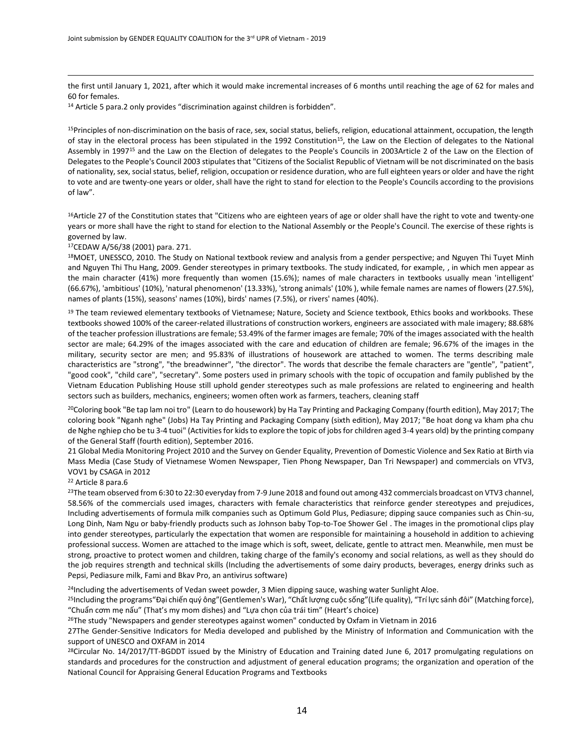the first until January 1, 2021, after which it would make incremental increases of 6 months until reaching the age of 62 for males and 60 for females.

[14] Article 5 para.2 only provides "discrimination against children is forbidden".

[15]Principles of non-discrimination on the basis of race, sex, social status, beliefs, religion, educational attainment, occupation, the length of stay in the electoral process has been stipulated in the 1992 Constitution[15], the Law on the Election of delegates to the National Assembly in 1997[15] and the Law on the Election of delegates to the People's Councils in 2003Article 2 of the Law on the Election of Delegates to the People's Council 2003 stipulates that "Citizens of the Socialist Republic of Vietnam will be not discriminated on the basis of nationality, sex, social status, belief, religion, occupation or residence duration, who are full eighteen years or older and have the right to vote and are twenty-one years or older, shall have the right to stand for election to the People's Councils according to the provisions of law".

[16]Article 27 of the Constitution states that "Citizens who are eighteen years of age or older shall have the right to vote and twenty-one years or more shall have the right to stand for election to the National Assembly or the People's Council. The exercise of these rights is governed by law.

[17]CEDAW A/56/38 (2001) para. 271.

[18]MOET, UNESSCO, 2010. The Study on National textbook review and analysis from a gender perspective; and Nguyen Thi Tuyet Minh and Nguyen Thi Thu Hang, 2009. Gender stereotypes in primary textbooks. The study indicated, for example, , in which men appear as the main character (41%) more frequently than women (15.6%); names of male characters in textbooks usually mean 'intelligent' (66.67%), 'ambitious' (10%), 'natural phenomenon' (13.33%), 'strong animals' (10% ), while female names are names of flowers (27.5%), names of plants (15%), seasons' names (10%), birds' names (7.5%), or rivers' names (40%).

[19] The team reviewed elementary textbooks of Vietnamese; Nature, Society and Science textbook, Ethics books and workbooks. These textbooks showed 100% of the career-related illustrations of construction workers, engineers are associated with male imagery; 88.68% of the teacher profession illustrations are female; 53.49% of the farmer images are female; 70% of the images associated with the health sector are male; 64.29% of the images associated with the care and education of children are female; 96.67% of the images in the military, security sector are men; and 95.83% of illustrations of housework are attached to women. The terms describing male characteristics are "strong", "the breadwinner", "the director". The words that describe the female characters are "gentle", "patient", "good cook", "child care", "secretary". Some posters used in primary schools with the topic of occupation and family published by the Vietnam Education Publishing House still uphold gender stereotypes such as male professions are related to engineering and health sectors such as builders, mechanics, engineers; women often work as farmers, teachers, cleaning staff

[20]Coloring book "Be tap lam noi tro" (Learn to do housework) by Ha Tay Printing and Packaging Company (fourth edition), May 2017; The coloring book "Nganh nghe" (Jobs) Ha Tay Printing and Packaging Company (sixth edition), May 2017; "Be hoat dong va kham pha chu de Nghe nghiep cho be tu 3-4 tuoi" (Activities for kids to explore the topic of jobs for children aged 3-4 years old) by the printing company of the General Staff (fourth edition), September 2016.

21 Global Media Monitoring Project 2010 and the Survey on Gender Equality, Prevention of Domestic Violence and Sex Ratio at Birth via Mass Media (Case Study of Vietnamese Women Newspaper, Tien Phong Newspaper, Dan Tri Newspaper) and commercials on VTV3, VOV1 by CSAGA in 2012

[22] Article 8 para.6

[23]The team observed from 6:30 to 22:30 everyday from 7-9 June 2018 and found out among 432 commercials broadcast on VTV3 channel, 58.56% of the commercials used images, characters with female characteristics that reinforce gender stereotypes and prejudices, Including advertisements of formula milk companies such as Optimum Gold Plus, Pediasure; dipping sauce companies such as Chin-su, Long Dinh, Nam Ngu or baby-friendly products such as Johnson baby Top-to-Toe Shower Gel . The images in the promotional clips play into gender stereotypes, particularly the expectation that women are responsible for maintaining a household in addition to achieving professional success. Women are attached to the image which is soft, sweet, delicate, gentle to attract men. Meanwhile, men must be strong, proactive to protect women and children, taking charge of the family's economy and social relations, as well as they should do the job requires strength and technical skills (Including the advertisements of some dairy products, beverages, energy drinks such as Pepsi, Pediasure milk, Fami and Bkav Pro, an antivirus software)

[24]Including the advertisements of Vedan sweet powder, 3 Mien dipping sauce, washing water Sunlight Aloe.

[25]Including the programs"Đại chiến quý ông"(Gentlemen's War), "Chất lượng cuộc sống"(Life quality), "Trí lực sánh đôi" (Matching force), "Chuẩn cơm mẹ nấu" (That's my mom dishes) and "Lựa chọn của trái tim" (Heart's choice)

[26]The study "Newspapers and gender stereotypes against women" conducted by Oxfam in Vietnam in 2016

27The Gender-Sensitive Indicators for Media developed and published by the Ministry of Information and Communication with the support of UNESCO and OXFAM in 2014

[28]Circular No. 14/2017/TT-BGDDT issued by the Ministry of Education and Training dated June 6, 2017 promulgating regulations on standards and procedures for the construction and adjustment of general education programs; the organization and operation of the National Council for Appraising General Education Programs and Textbooks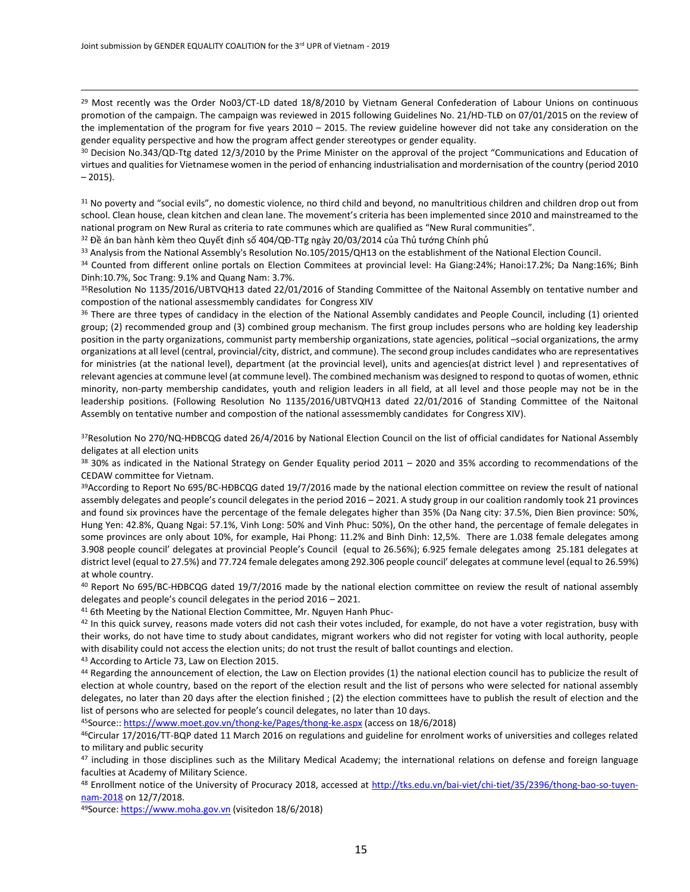[29] Most recently was the Order No03/CT-LD dated 18/8/2010 by Vietnam General Confederation of Labour Unions on continuous promotion of the campaign. The campaign was reviewed in 2015 following Guidelines No. 21/HD-TLĐ on 07/01/2015 on the review of the implementation of the program for five years 2010 – 2015. The review guideline however did not take any consideration on the gender equality perspective and how the program affect gender stereotypes or gender equality.

[30] Decision No.343/QD-Ttg dated 12/3/2010 by the Prime Minister on the approval of the project "Communications and Education of virtues and qualities for Vietnamese women in the period of enhancing industrialisation and mordernisation of the country (period 2010 – 2015).

[31] No poverty and "social evils", no domestic violence, no third child and beyond, no manultritious children and children drop out from school. Clean house, clean kitchen and clean lane. The movement's criteria has been implemented since 2010 and mainstreamed to the national program on New Rural as criteria to rate communes which are qualified as "New Rural communities".

[32] Đề án ban hành kèm theo Quyết định số 404/QĐ-TTg ngày 20/03/2014 của Thủ tướng Chính phủ

[33] Analysis from the National Assembly's Resolution No.105/2015/QH13 on the establishment of the National Election Council.

[34] Counted from different online portals on Election Commitees at provincial level: Ha Giang:24%; Hanoi:17.2%; Da Nang:16%; Binh Dinh:10.7%, Soc Trang: 9.1% and Quang Nam: 3.7%.

[35] Resolution No 1135/2016/UBTVQH13 dated 22/01/2016 of Standing Committee of the Naitonal Assembly on tentative number and compostion of the national assessmembly candidates for Congress XIV

[36] There are three types of candidacy in the election of the National Assembly candidates and People Council, including (1) oriented group; (2) recommended group and (3) combined group mechanism. The first group includes persons who are holding key leadership position in the party organizations, communist party membership organizations, state agencies, political –social organizations, the army organizations at all level (central, provincial/city, district, and commune). The second group includes candidates who are representatives for ministries (at the national level), department (at the provincial level), units and agencies(at district level ) and representatives of relevant agencies at commune level (at commune level). The combined mechanism was designed to respond to quotas of women, ethnic minority, non-party membership candidates, youth and religion leaders in all field, at all level and those people may not be in the leadership positions. (Following Resolution No 1135/2016/UBTVQH13 dated 22/01/2016 of Standing Committee of the Naitonal Assembly on tentative number and compostion of the national assessmembly candidates for Congress XIV).

[37] Resolution No 270/NQ-HĐBCQG dated 26/4/2016 by National Election Council on the list of official candidates for National Assembly deligates at all election units

[38] 30% as indicated in the National Strategy on Gender Equality period 2011 – 2020 and 35% according to recommendations of the CEDAW committee for Vietnam.

[39] According to Report No 695/BC-HĐBCQG dated 19/7/2016 made by the national election committee on review the result of national assembly delegates and people's council delegates in the period 2016 – 2021. A study group in our coalition randomly took 21 provinces and found six provinces have the percentage of the female delegates higher than 35% (Da Nang city: 37.5%, Dien Bien province: 50%, Hung Yen: 42.8%, Quang Ngai: 57.1%, Vinh Long: 50% and Vinh Phuc: 50%), On the other hand, the percentage of female delegates in some provinces are only about 10%, for example, Hai Phong: 11.2% and Binh Dinh: 12,5%. There are 1.038 female delegates among 3.908 people council' delegates at provincial People's Council (equal to 26.56%); 6.925 female delegates among 25.181 delegates at district level (equal to 27.5%) and 77.724 female delegates among 292.306 people council' delegates at commune level (equal to 26.59%) at whole country.

[40] Report No 695/BC-HĐBCQG dated 19/7/2016 made by the national election committee on review the result of national assembly delegates and people's council delegates in the period 2016 – 2021.

[41] 6th Meeting by the National Election Committee, Mr. Nguyen Hanh Phuc-

[42] In this quick survey, reasons made voters did not cash their votes included, for example, do not have a voter registration, busy with their works, do not have time to study about candidates, migrant workers who did not register for voting with local authority, people with disability could not access the election units; do not trust the result of ballot countings and election.

[43] According to Article 73, Law on Election 2015.

[44] Regarding the announcement of election, the Law on Election provides (1) the national election council has to publicize the result of election at whole country, based on the report of the election result and the list of persons who were selected for national assembly delegates, no later than 20 days after the election finished ; (2) the election committees have to publish the result of election and the list of persons who are selected for people's council delegates, no later than 10 days.

[45] Source:: https://www.moet.gov.vn/thong-ke/Pages/thong-ke.aspx (access on 18/6/2018)

[46] Circular 17/2016/TT-BQP dated 11 March 2016 on regulations and guideline for enrolment works of universities and colleges related to military and public security

[47] including in those disciplines such as the Military Medical Academy; the international relations on defense and foreign language faculties at Academy of Military Science.

[48] Enrollment notice of the University of Procuracy 2018, accessed at http://tks.edu.vn/bai-viet/chi-tiet/35/2396/thong-bao-so-tuyen-nam-2018 on 12/7/2018.

[49] Source: https://www.moha.gov.vn (visitedon 18/6/2018)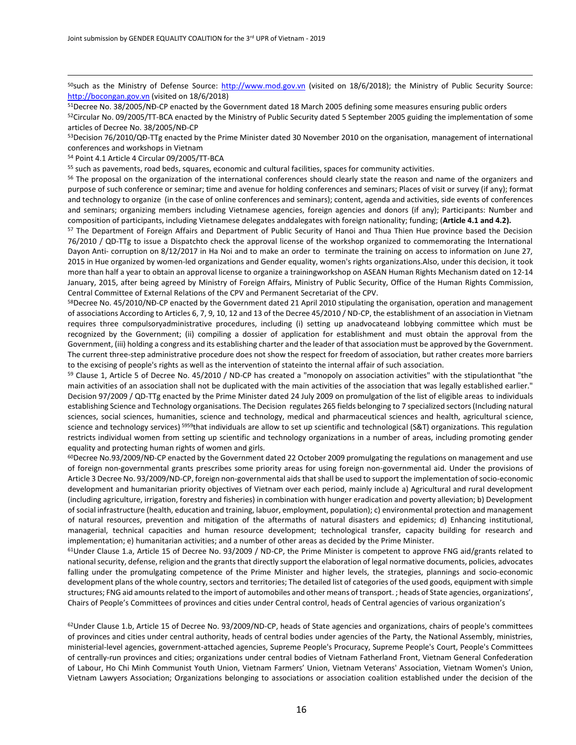[50]such as the Ministry of Defense Source: http://www.mod.gov.vn (visited on 18/6/2018); the Ministry of Public Security Source: http://bocongan.gov.vn (visited on 18/6/2018)

[51]Decree No. 38/2005/NĐ-CP enacted by the Government dated 18 March 2005 defining some measures ensuring public orders

[52]Circular No. 09/2005/TT-BCA enacted by the Ministry of Public Security dated 5 September 2005 guiding the implementation of some articles of Decree No. 38/2005/NĐ-CP

[53]Decision 76/2010/QĐ-TTg enacted by the Prime Minister dated 30 November 2010 on the organisation, management of international conferences and workshops in Vietnam

[54] Point 4.1 Article 4 Circular 09/2005/TT-BCA

[55] such as pavements, road beds, squares, economic and cultural facilities, spaces for community activities.

[56] The proposal on the organization of the international conferences should clearly state the reason and name of the organizers and purpose of such conference or seminar; time and avenue for holding conferences and seminars; Places of visit or survey (if any); format and technology to organize (in the case of online conferences and seminars); content, agenda and activities, side events of conferences and seminars; organizing members including Vietnamese agencies, foreign agencies and donors (if any); Participants: Number and composition of participants, including Vietnamese delegates anddalegates with foreign nationality; funding; (**Article 4.1 and 4.2).**

[57] The Department of Foreign Affairs and Department of Public Security of Hanoi and Thua Thien Hue province based the Decision 76/2010 / QD-TTg to issue a Dispatchto check the approval license of the workshop organized to commemorating the International Dayon Anti- corruption on 8/12/2017 in Ha Noi and to make an order to terminate the training on access to information on June 27, 2015 in Hue organized by women-led organizations and Gender equality, women's rights organizations.Also, under this decision, it took more than half a year to obtain an approval license to organize a trainingworkshop on ASEAN Human Rights Mechanism dated on 12-14 January, 2015, after being agreed by Ministry of Foreign Affairs, Ministry of Public Security, Office of the Human Rights Commission, Central Committee of External Relations of the CPV and Permanent Secretariat of the CPV.

[58]Decree No. 45/2010/NĐ-CP enacted by the Government dated 21 April 2010 stipulating the organisation, operation and management of associations According to Articles 6, 7, 9, 10, 12 and 13 of the Decree 45/2010 / ND-CP, the establishment of an association in Vietnam requires three compulsoryadministrative procedures, including (i) setting up anadvocateand lobbying committee which must be recognized by the Government; (ii) compiling a dossier of application for establishment and must obtain the approval from the Government, (iii) holding a congress and its establishing charter and the leader of that association must be approved by the Government. The current three-step administrative procedure does not show the respect for freedom of association, but rather creates more barriers to the excising of people's rights as well as the intervention of stateinto the internal affair of such association.

[59] Clause 1, Article 5 of Decree No. 45/2010 / ND-CP has created a "monopoly on association activities" with the stipulationthat "the main activities of an association shall not be duplicated with the main activities of the association that was legally established earlier." Decision 97/2009 / QD-TTg enacted by the Prime Minister dated 24 July 2009 on promulgation of the list of eligible areas to individuals establishing Science and Technology organisations. The Decision regulates 265 fields belonging to 7 specialized sectors (Including natural sciences, social sciences, humanities, science and technology, medical and pharmaceutical sciences and health, agricultural science, science and technology services) [5959]that individuals are allow to set up scientific and technological (S&T) organizations. This regulation restricts individual women from setting up scientific and technology organizations in a number of areas, including promoting gender equality and protecting human rights of women and girls.

[60]Decree No.93/2009/NĐ-CP enacted by the Government dated 22 October 2009 promulgating the regulations on management and use of foreign non-governmental grants prescribes some priority areas for using foreign non-governmental aid. Under the provisions of Article 3 Decree No. 93/2009/ND-CP, foreign non-governmental aids that shall be used to support the implementation of socio-economic development and humanitarian priority objectives of Vietnam over each period, mainly include a) Agricultural and rural development (including agriculture, irrigation, forestry and fisheries) in combination with hunger eradication and poverty alleviation; b) Development of social infrastructure (health, education and training, labuor, employment, population); c) environmental protection and management of natural resources, prevention and mitigation of the aftermaths of natural disasters and epidemics; d) Enhancing institutional, managerial, technical capacities and human resource development; technological transfer, capacity building for research and implementation; e) humanitarian activities; and a number of other areas as decided by the Prime Minister.

[61]Under Clause 1.a, Article 15 of Decree No. 93/2009 / ND-CP, the Prime Minister is competent to approve FNG aid/grants related to national security, defense, religion and the grants that directly support the elaboration of legal normative documents, policies, advocates falling under the promulgating competence of the Prime Minister and higher levels, the strategies, plannings and socio-economic development plans of the whole country, sectors and territories; The detailed list of categories of the used goods, equipment with simple structures; FNG aid amounts related to the import of automobiles and other means of transport. ; heads of State agencies, organizations', Chairs of People's Committees of provinces and cities under Central control, heads of Central agencies of various organization's

[62]Under Clause 1.b, Article 15 of Decree No. 93/2009/ND-CP, heads of State agencies and organizations, chairs of people's committees of provinces and cities under central authority, heads of central bodies under agencies of the Party, the National Assembly, ministries, ministerial-level agencies, government-attached agencies, Supreme People's Procuracy, Supreme People's Court, People's Committees of centrally-run provinces and cities; organizations under central bodies of Vietnam Fatherland Front, Vietnam General Confederation of Labour, Ho Chi Minh Communist Youth Union, Vietnam Farmers' Union, Vietnam Veterans' Association, Vietnam Women's Union, Vietnam Lawyers Association; Organizations belonging to associations or association coalition established under the decision of the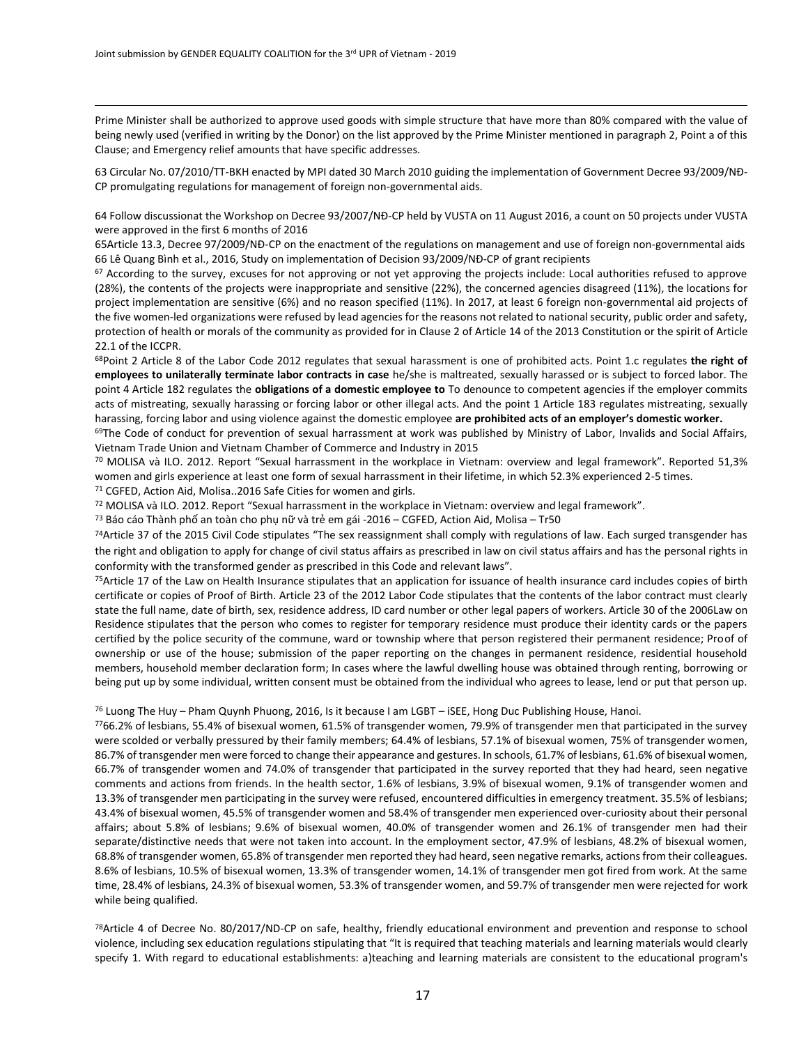Prime Minister shall be authorized to approve used goods with simple structure that have more than 80% compared with the value of being newly used (verified in writing by the Donor) on the list approved by the Prime Minister mentioned in paragraph 2, Point a of this Clause; and Emergency relief amounts that have specific addresses.

63 Circular No. 07/2010/TT-BKH enacted by MPI dated 30 March 2010 guiding the implementation of Government Decree 93/2009/NĐ-CP promulgating regulations for management of foreign non-governmental aids.

64 Follow discussionat the Workshop on Decree 93/2007/NĐ-CP held by VUSTA on 11 August 2016, a count on 50 projects under VUSTA were approved in the first 6 months of 2016

65Article 13.3, Decree 97/2009/NĐ-CP on the enactment of the regulations on management and use of foreign non-governmental aids

66 Lê Quang Bình et al., 2016, Study on implementation of Decision 93/2009/NĐ-CP of grant recipients

[67] According to the survey, excuses for not approving or not yet approving the projects include: Local authorities refused to approve (28%), the contents of the projects were inappropriate and sensitive (22%), the concerned agencies disagreed (11%), the locations for project implementation are sensitive (6%) and no reason specified (11%). In 2017, at least 6 foreign non-governmental aid projects of the five women-led organizations were refused by lead agencies for the reasons not related to national security, public order and safety, protection of health or morals of the community as provided for in Clause 2 of Article 14 of the 2013 Constitution or the spirit of Article 22.1 of the ICCPR.

[68]Point 2 Article 8 of the Labor Code 2012 regulates that sexual harassment is one of prohibited acts. Point 1.c regulates **the right of employees to unilaterally terminate labor contracts in case** he/she is maltreated, sexually harassed or is subject to forced labor. The point 4 Article 182 regulates the **obligations of a domestic employee to** To denounce to competent agencies if the employer commits acts of mistreating, sexually harassing or forcing labor or other illegal acts. And the point 1 Article 183 regulates mistreating, sexually harassing, forcing labor and using violence against the domestic employee **are prohibited acts of an employer's domestic worker.**

[69]The Code of conduct for prevention of sexual harrassment at work was published by Ministry of Labor, Invalids and Social Affairs, Vietnam Trade Union and Vietnam Chamber of Commerce and Industry in 2015

[70] MOLISA và ILO. 2012. Report "Sexual harrassment in the workplace in Vietnam: overview and legal framework". Reported 51,3% women and girls experience at least one form of sexual harrassment in their lifetime, in which 52.3% experienced 2-5 times.

[71] CGFED, Action Aid, Molisa..2016 Safe Cities for women and girls.

[72] MOLISA và ILO. 2012. Report "Sexual harrassment in the workplace in Vietnam: overview and legal framework".

[73] Báo cáo Thành phố an toàn cho phụ nữ và trẻ em gái -2016 – CGFED, Action Aid, Molisa – Tr50

[74]Article 37 of the 2015 Civil Code stipulates "The sex reassignment shall comply with regulations of law. Each surged transgender has the right and obligation to apply for change of civil status affairs as prescribed in law on civil status affairs and has the personal rights in conformity with the transformed gender as prescribed in this Code and relevant laws".

[75]Article 17 of the Law on Health Insurance stipulates that an application for issuance of health insurance card includes copies of birth certificate or copies of Proof of Birth. Article 23 of the 2012 Labor Code stipulates that the contents of the labor contract must clearly state the full name, date of birth, sex, residence address, ID card number or other legal papers of workers. Article 30 of the 2006Law on Residence stipulates that the person who comes to register for temporary residence must produce their identity cards or the papers certified by the police security of the commune, ward or township where that person registered their permanent residence; Proof of ownership or use of the house; submission of the paper reporting on the changes in permanent residence, residential household members, household member declaration form; In cases where the lawful dwelling house was obtained through renting, borrowing or being put up by some individual, written consent must be obtained from the individual who agrees to lease, lend or put that person up.

[76] Luong The Huy – Pham Quynh Phuong, 2016, Is it because I am LGBT – iSEE, Hong Duc Publishing House, Hanoi.

[77]66.2% of lesbians, 55.4% of bisexual women, 61.5% of transgender women, 79.9% of transgender men that participated in the survey were scolded or verbally pressured by their family members; 64.4% of lesbians, 57.1% of bisexual women, 75% of transgender women, 86.7% of transgender men were forced to change their appearance and gestures. In schools, 61.7% of lesbians, 61.6% of bisexual women, 66.7% of transgender women and 74.0% of transgender that participated in the survey reported that they had heard, seen negative comments and actions from friends. In the health sector, 1.6% of lesbians, 3.9% of bisexual women, 9.1% of transgender women and 13.3% of transgender men participating in the survey were refused, encountered difficulties in emergency treatment. 35.5% of lesbians; 43.4% of bisexual women, 45.5% of transgender women and 58.4% of transgender men experienced over-curiosity about their personal affairs; about 5.8% of lesbians; 9.6% of bisexual women, 40.0% of transgender women and 26.1% of transgender men had their separate/distinctive needs that were not taken into account. In the employment sector, 47.9% of lesbians, 48.2% of bisexual women, 68.8% of transgender women, 65.8% of transgender men reported they had heard, seen negative remarks, actions from their colleagues. 8.6% of lesbians, 10.5% of bisexual women, 13.3% of transgender women, 14.1% of transgender men got fired from work. At the same time, 28.4% of lesbians, 24.3% of bisexual women, 53.3% of transgender women, and 59.7% of transgender men were rejected for work while being qualified.

[78]Article 4 of Decree No. 80/2017/ND-CP on safe, healthy, friendly educational environment and prevention and response to school violence, including sex education regulations stipulating that "It is required that teaching materials and learning materials would clearly specify 1. With regard to educational establishments: a)teaching and learning materials are consistent to the educational program's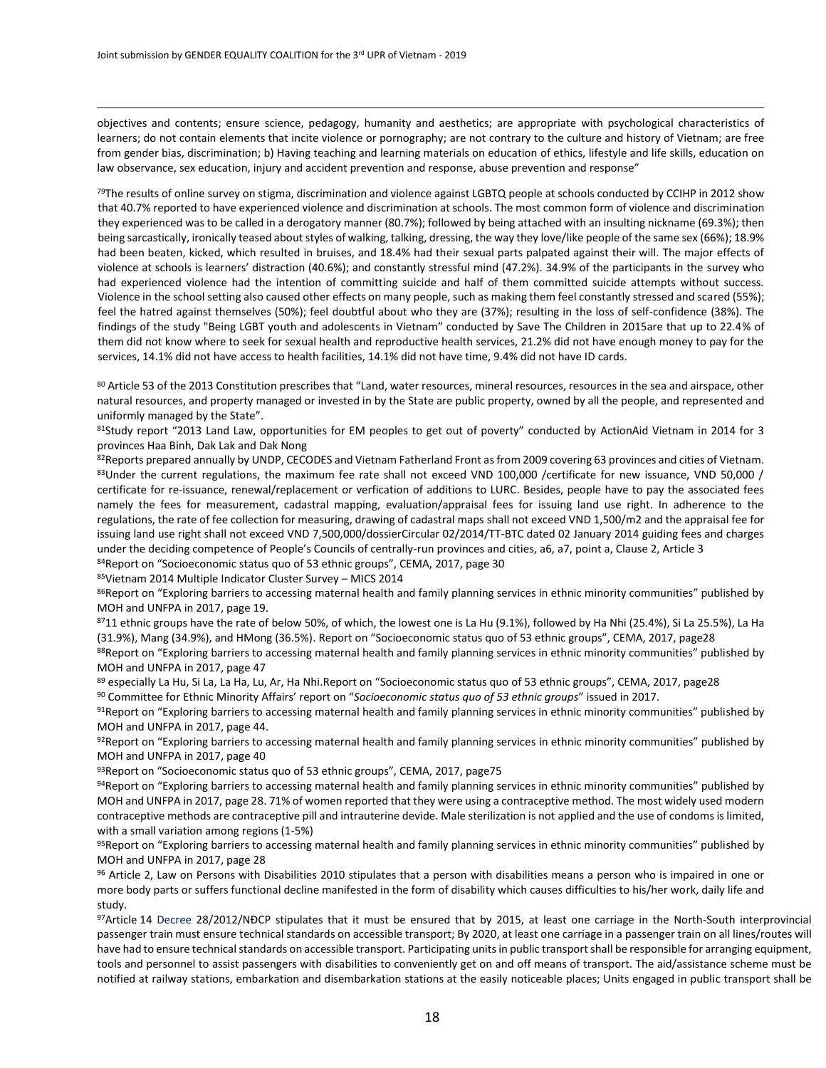objectives and contents; ensure science, pedagogy, humanity and aesthetics; are appropriate with psychological characteristics of learners; do not contain elements that incite violence or pornography; are not contrary to the culture and history of Vietnam; are free from gender bias, discrimination; b) Having teaching and learning materials on education of ethics, lifestyle and life skills, education on law observance, sex education, injury and accident prevention and response, abuse prevention and response"

[79]The results of online survey on stigma, discrimination and violence against LGBTQ people at schools conducted by CCIHP in 2012 show that 40.7% reported to have experienced violence and discrimination at schools. The most common form of violence and discrimination they experienced was to be called in a derogatory manner (80.7%); followed by being attached with an insulting nickname (69.3%); then being sarcastically, ironically teased about styles of walking, talking, dressing, the way they love/like people of the same sex (66%); 18.9% had been beaten, kicked, which resulted in bruises, and 18.4% had their sexual parts palpated against their will. The major effects of violence at schools is learners' distraction (40.6%); and constantly stressful mind (47.2%). 34.9% of the participants in the survey who had experienced violence had the intention of committing suicide and half of them committed suicide attempts without success. Violence in the school setting also caused other effects on many people, such as making them feel constantly stressed and scared (55%); feel the hatred against themselves (50%); feel doubtful about who they are (37%); resulting in the loss of self-confidence (38%). The findings of the study "Being LGBT youth and adolescents in Vietnam" conducted by Save The Children in 2015are that up to 22.4% of them did not know where to seek for sexual health and reproductive health services, 21.2% did not have enough money to pay for the services, 14.1% did not have access to health facilities, 14.1% did not have time, 9.4% did not have ID cards.

[80] Article 53 of the 2013 Constitution prescribes that "Land, water resources, mineral resources, resources in the sea and airspace, other natural resources, and property managed or invested in by the State are public property, owned by all the people, and represented and uniformly managed by the State".

[81]Study report "2013 Land Law, opportunities for EM peoples to get out of poverty" conducted by ActionAid Vietnam in 2014 for 3 provinces Haa Binh, Dak Lak and Dak Nong

[82]Reports prepared annually by UNDP, CECODES and Vietnam Fatherland Front as from 2009 covering 63 provinces and cities of Vietnam.

[83]Under the current regulations, the maximum fee rate shall not exceed VND 100,000 /certificate for new issuance, VND 50,000 / certificate for re-issuance, renewal/replacement or verfication of additions to LURC. Besides, people have to pay the associated fees namely the fees for measurement, cadastral mapping, evaluation/appraisal fees for issuing land use right. In adherence to the regulations, the rate of fee collection for measuring, drawing of cadastral maps shall not exceed VND 1,500/m2 and the appraisal fee for issuing land use right shall not exceed VND 7,500,000/dossierCircular 02/2014/TT-BTC dated 02 January 2014 guiding fees and charges under the deciding competence of People's Councils of centrally-run provinces and cities, a6, a7, point a, Clause 2, Article 3

[84]Report on "Socioeconomic status quo of 53 ethnic groups", CEMA, 2017, page 30

[85]Vietnam 2014 Multiple Indicator Cluster Survey – MICS 2014

[86]Report on "Exploring barriers to accessing maternal health and family planning services in ethnic minority communities" published by MOH and UNFPA in 2017, page 19.

[87]11 ethnic groups have the rate of below 50%, of which, the lowest one is La Hu (9.1%), followed by Ha Nhi (25.4%), Si La 25.5%), La Ha (31.9%), Mang (34.9%), and HMong (36.5%). Report on "Socioeconomic status quo of 53 ethnic groups", CEMA, 2017, page28

[88]Report on "Exploring barriers to accessing maternal health and family planning services in ethnic minority communities" published by MOH and UNFPA in 2017, page 47

[89] especially La Hu, Si La, La Ha, Lu, Ar, Ha Nhi.Report on "Socioeconomic status quo of 53 ethnic groups", CEMA, 2017, page28

[90] Committee for Ethnic Minority Affairs' report on "*Socioeconomic status quo of 53 ethnic groups*" issued in 2017.

[91]Report on "Exploring barriers to accessing maternal health and family planning services in ethnic minority communities" published by MOH and UNFPA in 2017, page 44.

[92]Report on "Exploring barriers to accessing maternal health and family planning services in ethnic minority communities" published by MOH and UNFPA in 2017, page 40

[93]Report on "Socioeconomic status quo of 53 ethnic groups", CEMA, 2017, page75

[94]Report on "Exploring barriers to accessing maternal health and family planning services in ethnic minority communities" published by MOH and UNFPA in 2017, page 28. 71% of women reported that they were using a contraceptive method. The most widely used modern contraceptive methods are contraceptive pill and intrauterine devide. Male sterilization is not applied and the use of condoms is limited, with a small variation among regions (1-5%)

[95]Report on "Exploring barriers to accessing maternal health and family planning services in ethnic minority communities" published by MOH and UNFPA in 2017, page 28

[96] Article 2, Law on Persons with Disabilities 2010 stipulates that a person with disabilities means a person who is impaired in one or more body parts or suffers functional decline manifested in the form of disability which causes difficulties to his/her work, daily life and study.

[97]Article 14 Decree 28/2012/NĐCP stipulates that it must be ensured that by 2015, at least one carriage in the North-South interprovincial passenger train must ensure technical standards on accessible transport; By 2020, at least one carriage in a passenger train on all lines/routes will have had to ensure technical standards on accessible transport. Participating units in public transport shall be responsible for arranging equipment, tools and personnel to assist passengers with disabilities to conveniently get on and off means of transport. The aid/assistance scheme must be notified at railway stations, embarkation and disembarkation stations at the easily noticeable places; Units engaged in public transport shall be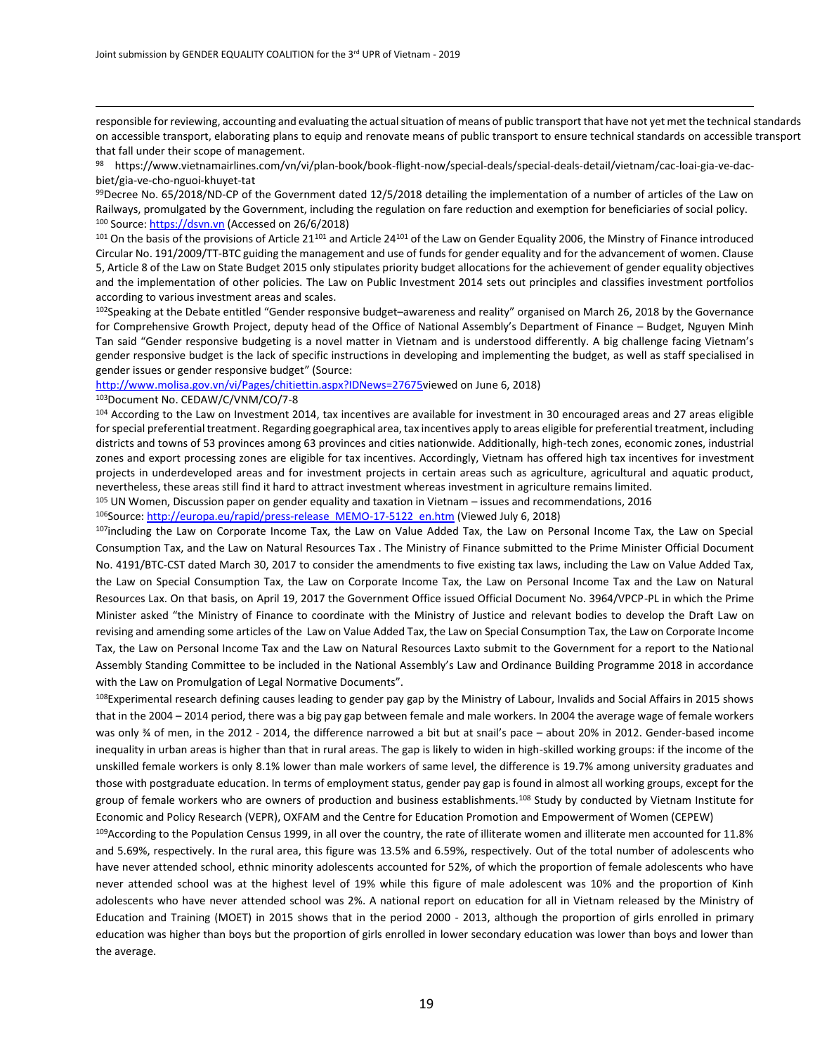responsible for reviewing, accounting and evaluating the actual situation of means of public transport that have not yet met the technical standards on accessible transport, elaborating plans to equip and renovate means of public transport to ensure technical standards on accessible transport that fall under their scope of management.

[98] https://www.vietnamairlines.com/vn/vi/plan-book/book-flight-now/special-deals/special-deals-detail/vietnam/cac-loai-gia-ve-dac-biet/gia-ve-cho-nguoi-khuyet-tat

[99]Decree No. 65/2018/ND-CP of the Government dated 12/5/2018 detailing the implementation of a number of articles of the Law on Railways, promulgated by the Government, including the regulation on fare reduction and exemption for beneficiaries of social policy.

[100] Source: https://dsvn.vn (Accessed on 26/6/2018)

[101] On the basis of the provisions of Article 21[101] and Article 24[101] of the Law on Gender Equality 2006, the Minstry of Finance introduced Circular No. 191/2009/TT-BTC guiding the management and use of funds for gender equality and for the advancement of women. Clause 5, Article 8 of the Law on State Budget 2015 only stipulates priority budget allocations for the achievement of gender equality objectives and the implementation of other policies. The Law on Public Investment 2014 sets out principles and classifies investment portfolios according to various investment areas and scales.

[102]Speaking at the Debate entitled "Gender responsive budget–awareness and reality" organised on March 26, 2018 by the Governance for Comprehensive Growth Project, deputy head of the Office of National Assembly's Department of Finance – Budget, Nguyen Minh Tan said "Gender responsive budgeting is a novel matter in Vietnam and is understood differently. A big challenge facing Vietnam's gender responsive budget is the lack of specific instructions in developing and implementing the budget, as well as staff specialised in gender issues or gender responsive budget" (Source:
http://www.molisa.gov.vn/vi/Pages/chitiettin.aspx?IDNews=27675viewed on June 6, 2018)

[103]Document No. CEDAW/C/VNM/CO/7-8

[104] According to the Law on Investment 2014, tax incentives are available for investment in 30 encouraged areas and 27 areas eligible for special preferential treatment. Regarding goegraphical area, tax incentives apply to areas eligible for preferential treatment, including districts and towns of 53 provinces among 63 provinces and cities nationwide. Additionally, high-tech zones, economic zones, industrial zones and export processing zones are eligible for tax incentives. Accordingly, Vietnam has offered high tax incentives for investment projects in underdeveloped areas and for investment projects in certain areas such as agriculture, agricultural and aquatic product, nevertheless, these areas still find it hard to attract investment whereas investment in agriculture remains limited.

[105] UN Women, Discussion paper on gender equality and taxation in Vietnam – issues and recommendations, 2016

[106]Source: http://europa.eu/rapid/press-release_MEMO-17-5122_en.htm (Viewed July 6, 2018)

[107]including the Law on Corporate Income Tax, the Law on Value Added Tax, the Law on Personal Income Tax, the Law on Special Consumption Tax, and the Law on Natural Resources Tax . The Ministry of Finance submitted to the Prime Minister Official Document No. 4191/BTC-CST dated March 30, 2017 to consider the amendments to five existing tax laws, including the Law on Value Added Tax, the Law on Special Consumption Tax, the Law on Corporate Income Tax, the Law on Personal Income Tax and the Law on Natural Resources Lax. On that basis, on April 19, 2017 the Government Office issued Official Document No. 3964/VPCP-PL in which the Prime Minister asked "the Ministry of Finance to coordinate with the Ministry of Justice and relevant bodies to develop the Draft Law on revising and amending some articles of the Law on Value Added Tax, the Law on Special Consumption Tax, the Law on Corporate Income Tax, the Law on Personal Income Tax and the Law on Natural Resources Laxto submit to the Government for a report to the National Assembly Standing Committee to be included in the National Assembly's Law and Ordinance Building Programme 2018 in accordance with the Law on Promulgation of Legal Normative Documents".

[108]Experimental research defining causes leading to gender pay gap by the Ministry of Labour, Invalids and Social Affairs in 2015 shows that in the 2004 – 2014 period, there was a big pay gap between female and male workers. In 2004 the average wage of female workers was only ¾ of men, in the 2012 - 2014, the difference narrowed a bit but at snail's pace – about 20% in 2012. Gender-based income inequality in urban areas is higher than that in rural areas. The gap is likely to widen in high-skilled working groups: if the income of the unskilled female workers is only 8.1% lower than male workers of same level, the difference is 19.7% among university graduates and those with postgraduate education. In terms of employment status, gender pay gap is found in almost all working groups, except for the group of female workers who are owners of production and business establishments.[108] Study by conducted by Vietnam Institute for Economic and Policy Research (VEPR), OXFAM and the Centre for Education Promotion and Empowerment of Women (CEPEW)

[109]According to the Population Census 1999, in all over the country, the rate of illiterate women and illiterate men accounted for 11.8% and 5.69%, respectively. In the rural area, this figure was 13.5% and 6.59%, respectively. Out of the total number of adolescents who have never attended school, ethnic minority adolescents accounted for 52%, of which the proportion of female adolescents who have never attended school was at the highest level of 19% while this figure of male adolescent was 10% and the proportion of Kinh adolescents who have never attended school was 2%. A national report on education for all in Vietnam released by the Ministry of Education and Training (MOET) in 2015 shows that in the period 2000 - 2013, although the proportion of girls enrolled in primary education was higher than boys but the proportion of girls enrolled in lower secondary education was lower than boys and lower than the average.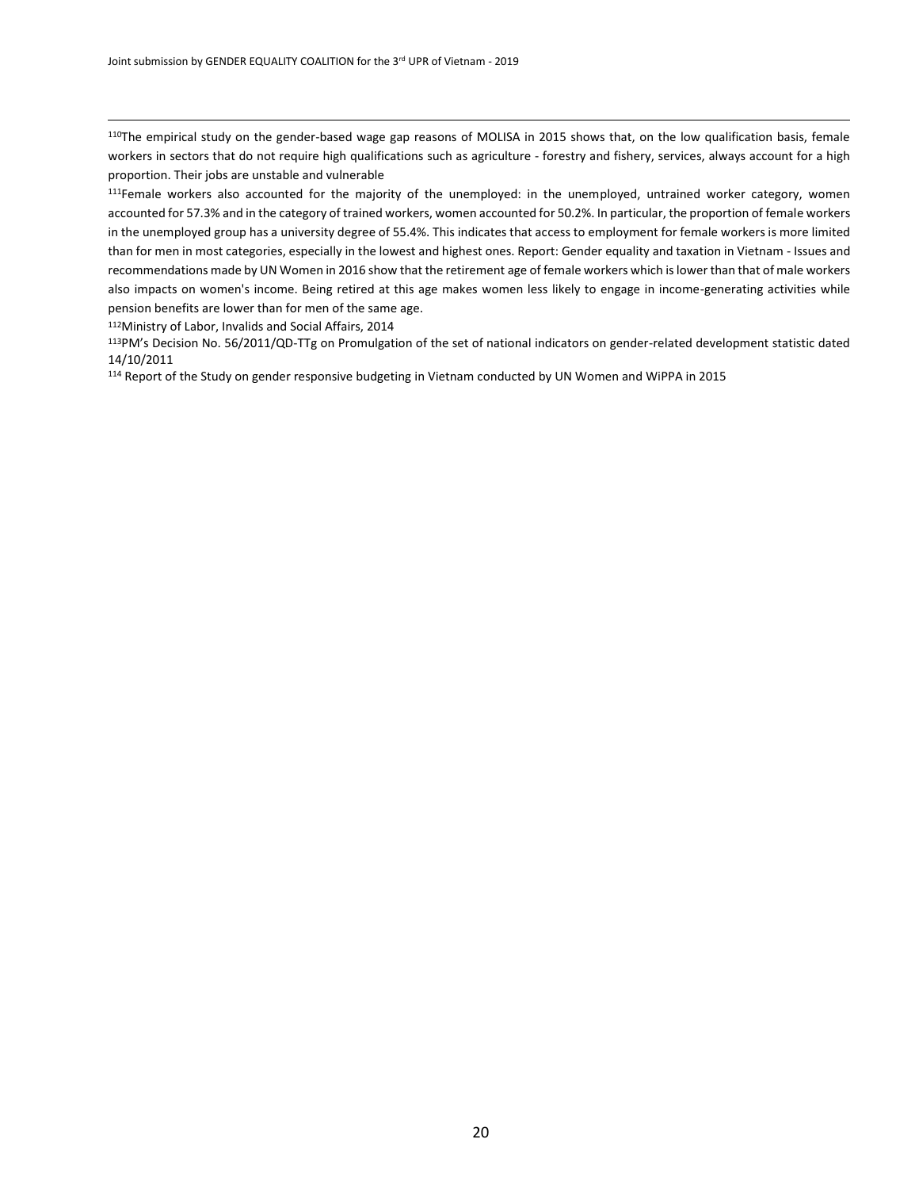[110]The empirical study on the gender-based wage gap reasons of MOLISA in 2015 shows that, on the low qualification basis, female workers in sectors that do not require high qualifications such as agriculture - forestry and fishery, services, always account for a high proportion. Their jobs are unstable and vulnerable

[111]Female workers also accounted for the majority of the unemployed: in the unemployed, untrained worker category, women accounted for 57.3% and in the category of trained workers, women accounted for 50.2%. In particular, the proportion of female workers in the unemployed group has a university degree of 55.4%. This indicates that access to employment for female workers is more limited than for men in most categories, especially in the lowest and highest ones. Report: Gender equality and taxation in Vietnam - Issues and recommendations made by UN Women in 2016 show that the retirement age of female workers which is lower than that of male workers also impacts on women's income. Being retired at this age makes women less likely to engage in income-generating activities while pension benefits are lower than for men of the same age.

[112]Ministry of Labor, Invalids and Social Affairs, 2014

[113]PM's Decision No. 56/2011/QD-TTg on Promulgation of the set of national indicators on gender-related development statistic dated 14/10/2011

[114] Report of the Study on gender responsive budgeting in Vietnam conducted by UN Women and WiPPA in 2015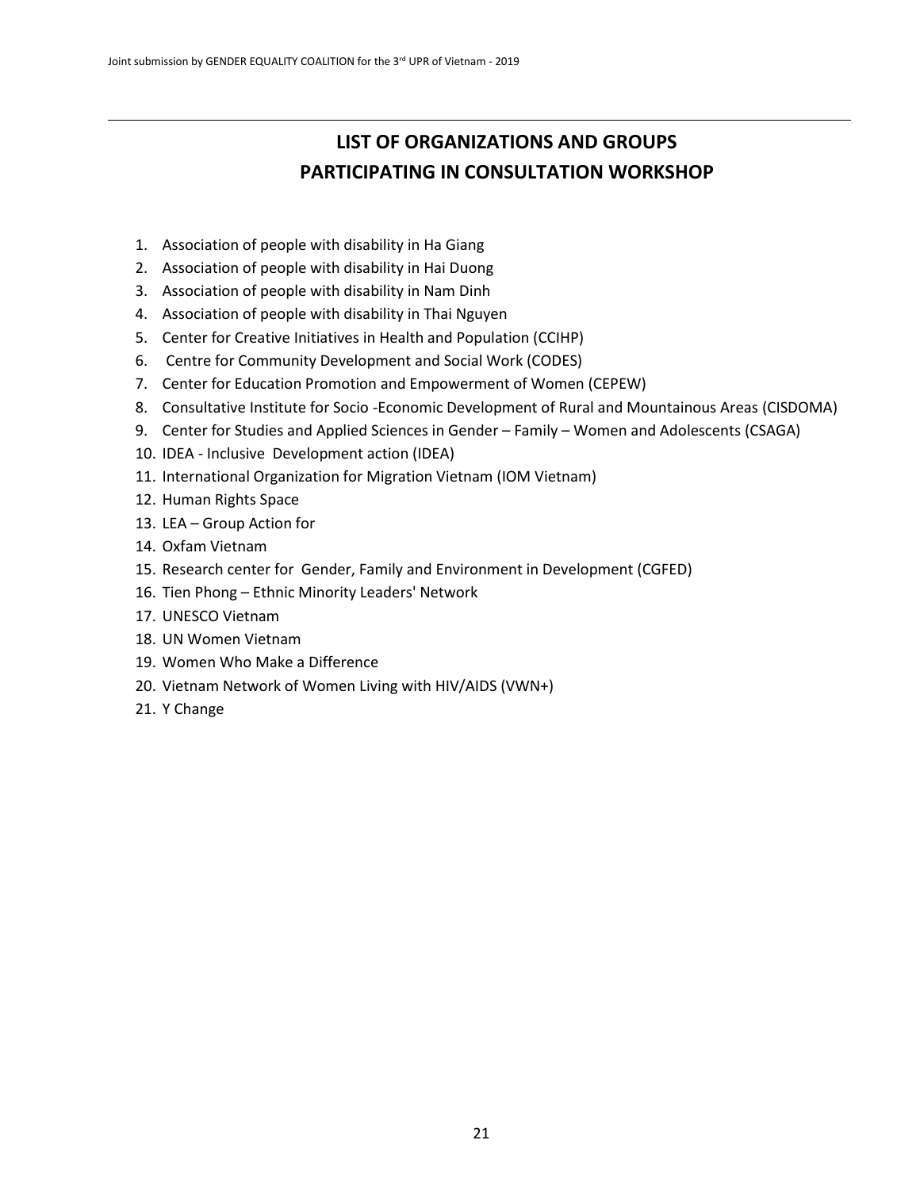# LIST OF ORGANIZATIONS AND GROUPS PARTICIPATING IN CONSULTATION WORKSHOP

1. Association of people with disability in Ha Giang
2. Association of people with disability in Hai Duong
3. Association of people with disability in Nam Dinh
4. Association of people with disability in Thai Nguyen
5. Center for Creative Initiatives in Health and Population (CCIHP)
6. Centre for Community Development and Social Work (CODES)
7. Center for Education Promotion and Empowerment of Women (CEPEW)
8. Consultative Institute for Socio -Economic Development of Rural and Mountainous Areas (CISDOMA)
9. Center for Studies and Applied Sciences in Gender – Family – Women and Adolescents (CSAGA)
10. IDEA - Inclusive Development action (IDEA)
11. International Organization for Migration Vietnam (IOM Vietnam)
12. Human Rights Space
13. LEA – Group Action for
14. Oxfam Vietnam
15. Research center for Gender, Family and Environment in Development (CGFED)
16. Tien Phong – Ethnic Minority Leaders' Network
17. UNESCO Vietnam
18. UN Women Vietnam
19. Women Who Make a Difference
20. Vietnam Network of Women Living with HIV/AIDS (VWN+)
21. Y Change